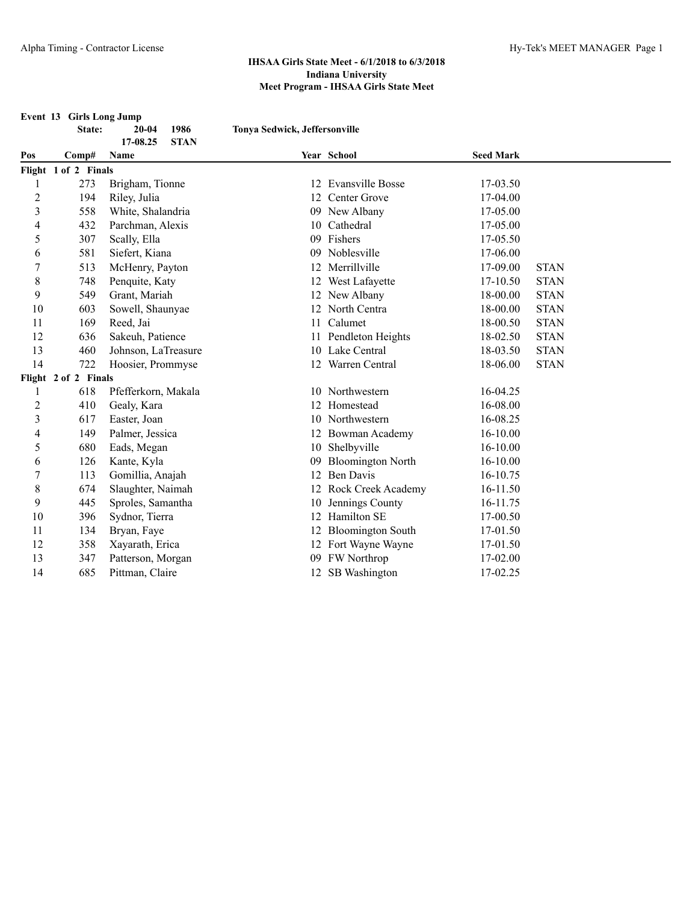# IHSAA Girls State Meet - 6/1/2018 to 6/3/2018

## Indiana University

## Meet Program - IHSAA Girls State Meet

**Event 13 Girls Long Jump**

**State:** 20-04 1986 Tonya Sedwick, Jeffersonville
17-08.25 STAN

| Pos | Comp# | Name | Year | School | Seed Mark | |
|---|---|---|---|---|---|---|
| **Flight 1 of 2 Finals** | | | | | | |
| 1 | 273 | Brigham, Tionne | 12 | Evansville Bosse | 17-03.50 | |
| 2 | 194 | Riley, Julia | 12 | Center Grove | 17-04.00 | |
| 3 | 558 | White, Shalandria | 09 | New Albany | 17-05.00 | |
| 4 | 432 | Parchman, Alexis | 10 | Cathedral | 17-05.00 | |
| 5 | 307 | Scally, Ella | 09 | Fishers | 17-05.50 | |
| 6 | 581 | Siefert, Kiana | 09 | Noblesville | 17-06.00 | |
| 7 | 513 | McHenry, Payton | 12 | Merrillville | 17-09.00 | STAN |
| 8 | 748 | Penquite, Katy | 12 | West Lafayette | 17-10.50 | STAN |
| 9 | 549 | Grant, Mariah | 12 | New Albany | 18-00.00 | STAN |
| 10 | 603 | Sowell, Shaunyae | 12 | North Centra | 18-00.00 | STAN |
| 11 | 169 | Reed, Jai | 11 | Calumet | 18-00.50 | STAN |
| 12 | 636 | Sakeuh, Patience | 11 | Pendleton Heights | 18-02.50 | STAN |
| 13 | 460 | Johnson, LaTreasure | 10 | Lake Central | 18-03.50 | STAN |
| 14 | 722 | Hoosier, Prommyse | 12 | Warren Central | 18-06.00 | STAN |
| **Flight 2 of 2 Finals** | | | | | | |
| 1 | 618 | Pfefferkorn, Makala | 10 | Northwestern | 16-04.25 | |
| 2 | 410 | Gealy, Kara | 12 | Homestead | 16-08.00 | |
| 3 | 617 | Easter, Joan | 10 | Northwestern | 16-08.25 | |
| 4 | 149 | Palmer, Jessica | 12 | Bowman Academy | 16-10.00 | |
| 5 | 680 | Eads, Megan | 10 | Shelbyville | 16-10.00 | |
| 6 | 126 | Kante, Kyla | 09 | Bloomington North | 16-10.00 | |
| 7 | 113 | Gomillia, Anajah | 12 | Ben Davis | 16-10.75 | |
| 8 | 674 | Slaughter, Naimah | 12 | Rock Creek Academy | 16-11.50 | |
| 9 | 445 | Sproles, Samantha | 10 | Jennings County | 16-11.75 | |
| 10 | 396 | Sydnor, Tierra | 12 | Hamilton SE | 17-00.50 | |
| 11 | 134 | Bryan, Faye | 12 | Bloomington South | 17-01.50 | |
| 12 | 358 | Xayarath, Erica | 12 | Fort Wayne Wayne | 17-01.50 | |
| 13 | 347 | Patterson, Morgan | 09 | FW Northrop | 17-02.00 | |
| 14 | 685 | Pittman, Claire | 12 | SB Washington | 17-02.25 | |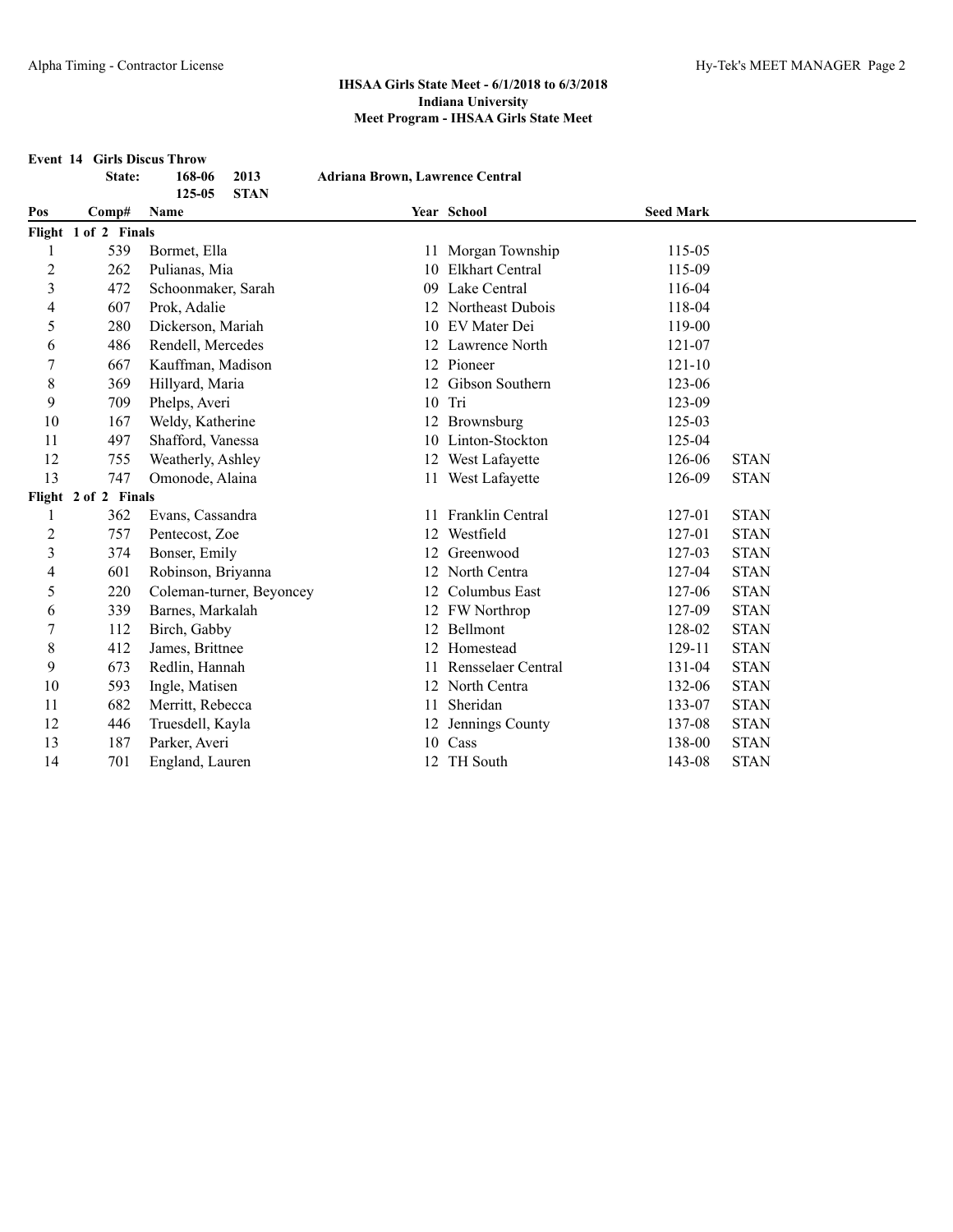**IHSAA Girls State Meet - 6/1/2018 to 6/3/2018**
**Indiana University**
**Meet Program - IHSAA Girls State Meet**

**Event 14 Girls Discus Throw**

| | | | |
|---|---|---|---|
| **State:** | **168-06** | **2013** | **Adriana Brown, Lawrence Central** |
| | **125-05** | **STAN** | |

| Pos | Comp# | Name | Year | School | Seed Mark | |
|---|---|---|---|---|---|---|
| **Flight 1 of 2 Finals** | | | | | | |
| 1 | 539 | Bormet, Ella | 11 | Morgan Township | 115-05 | |
| 2 | 262 | Pulianas, Mia | 10 | Elkhart Central | 115-09 | |
| 3 | 472 | Schoonmaker, Sarah | 09 | Lake Central | 116-04 | |
| 4 | 607 | Prok, Adalie | 12 | Northeast Dubois | 118-04 | |
| 5 | 280 | Dickerson, Mariah | 10 | EV Mater Dei | 119-00 | |
| 6 | 486 | Rendell, Mercedes | 12 | Lawrence North | 121-07 | |
| 7 | 667 | Kauffman, Madison | 12 | Pioneer | 121-10 | |
| 8 | 369 | Hillyard, Maria | 12 | Gibson Southern | 123-06 | |
| 9 | 709 | Phelps, Averi | 10 | Tri | 123-09 | |
| 10 | 167 | Weldy, Katherine | 12 | Brownsburg | 125-03 | |
| 11 | 497 | Shafford, Vanessa | 10 | Linton-Stockton | 125-04 | |
| 12 | 755 | Weatherly, Ashley | 12 | West Lafayette | 126-06 | STAN |
| 13 | 747 | Omonode, Alaina | 11 | West Lafayette | 126-09 | STAN |
| **Flight 2 of 2 Finals** | | | | | | |
| 1 | 362 | Evans, Cassandra | 11 | Franklin Central | 127-01 | STAN |
| 2 | 757 | Pentecost, Zoe | 12 | Westfield | 127-01 | STAN |
| 3 | 374 | Bonser, Emily | 12 | Greenwood | 127-03 | STAN |
| 4 | 601 | Robinson, Briyanna | 12 | North Centra | 127-04 | STAN |
| 5 | 220 | Coleman-turner, Beyoncey | 12 | Columbus East | 127-06 | STAN |
| 6 | 339 | Barnes, Markalah | 12 | FW Northrop | 127-09 | STAN |
| 7 | 112 | Birch, Gabby | 12 | Bellmont | 128-02 | STAN |
| 8 | 412 | James, Brittnee | 12 | Homestead | 129-11 | STAN |
| 9 | 673 | Redlin, Hannah | 11 | Rensselaer Central | 131-04 | STAN |
| 10 | 593 | Ingle, Matisen | 12 | North Centra | 132-06 | STAN |
| 11 | 682 | Merritt, Rebecca | 11 | Sheridan | 133-07 | STAN |
| 12 | 446 | Truesdell, Kayla | 12 | Jennings County | 137-08 | STAN |
| 13 | 187 | Parker, Averi | 10 | Cass | 138-00 | STAN |
| 14 | 701 | England, Lauren | 12 | TH South | 143-08 | STAN |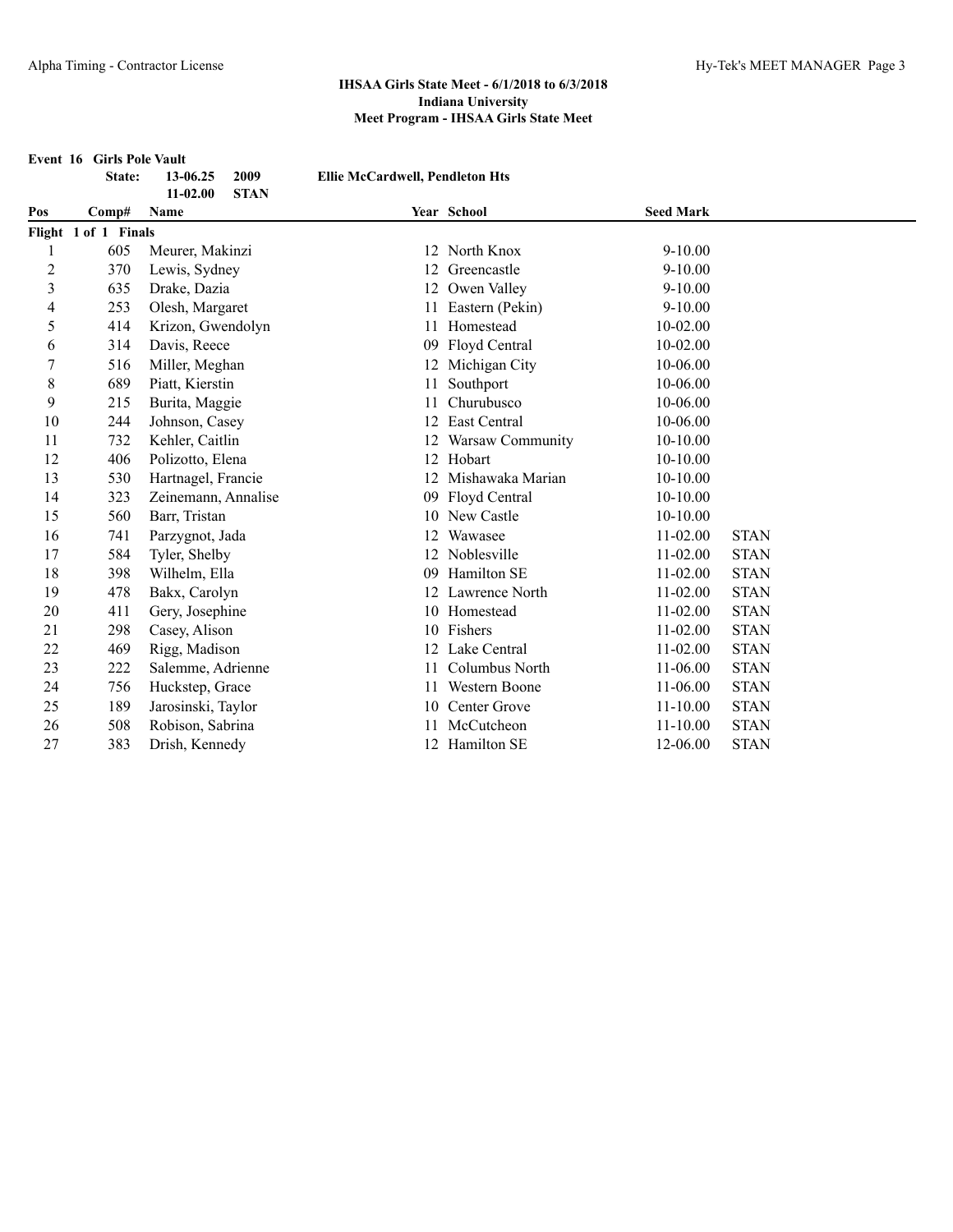# IHSAA Girls State Meet - 6/1/2018 to 6/3/2018

## Indiana University

## Meet Program - IHSAA Girls State Meet

**Event 16 Girls Pole Vault**

| | | | |
|---|---|---|---|
| **State:** | **13-06.25** | **2009** | **Ellie McCardwell, Pendleton Hts** |
| | **11-02.00** | **STAN** | |

| Pos | Comp# | Name | Year | School | Seed Mark | |
|---|---|---|---|---|---|---|
| **Flight 1 of 1 Finals** | | | | | | |
| 1 | 605 | Meurer, Makinzi | 12 | North Knox | 9-10.00 | |
| 2 | 370 | Lewis, Sydney | 12 | Greencastle | 9-10.00 | |
| 3 | 635 | Drake, Dazia | 12 | Owen Valley | 9-10.00 | |
| 4 | 253 | Olesh, Margaret | 11 | Eastern (Pekin) | 9-10.00 | |
| 5 | 414 | Krizon, Gwendolyn | 11 | Homestead | 10-02.00 | |
| 6 | 314 | Davis, Reece | 09 | Floyd Central | 10-02.00 | |
| 7 | 516 | Miller, Meghan | 12 | Michigan City | 10-06.00 | |
| 8 | 689 | Piatt, Kierstin | 11 | Southport | 10-06.00 | |
| 9 | 215 | Burita, Maggie | 11 | Churubusco | 10-06.00 | |
| 10 | 244 | Johnson, Casey | 12 | East Central | 10-06.00 | |
| 11 | 732 | Kehler, Caitlin | 12 | Warsaw Community | 10-10.00 | |
| 12 | 406 | Polizotto, Elena | 12 | Hobart | 10-10.00 | |
| 13 | 530 | Hartnagel, Francie | 12 | Mishawaka Marian | 10-10.00 | |
| 14 | 323 | Zeinemann, Annalise | 09 | Floyd Central | 10-10.00 | |
| 15 | 560 | Barr, Tristan | 10 | New Castle | 10-10.00 | |
| 16 | 741 | Parzygnot, Jada | 12 | Wawasee | 11-02.00 | STAN |
| 17 | 584 | Tyler, Shelby | 12 | Noblesville | 11-02.00 | STAN |
| 18 | 398 | Wilhelm, Ella | 09 | Hamilton SE | 11-02.00 | STAN |
| 19 | 478 | Bakx, Carolyn | 12 | Lawrence North | 11-02.00 | STAN |
| 20 | 411 | Gery, Josephine | 10 | Homestead | 11-02.00 | STAN |
| 21 | 298 | Casey, Alison | 10 | Fishers | 11-02.00 | STAN |
| 22 | 469 | Rigg, Madison | 12 | Lake Central | 11-02.00 | STAN |
| 23 | 222 | Salemme, Adrienne | 11 | Columbus North | 11-06.00 | STAN |
| 24 | 756 | Huckstep, Grace | 11 | Western Boone | 11-06.00 | STAN |
| 25 | 189 | Jarosinski, Taylor | 10 | Center Grove | 11-10.00 | STAN |
| 26 | 508 | Robison, Sabrina | 11 | McCutcheon | 11-10.00 | STAN |
| 27 | 383 | Drish, Kennedy | 12 | Hamilton SE | 12-06.00 | STAN |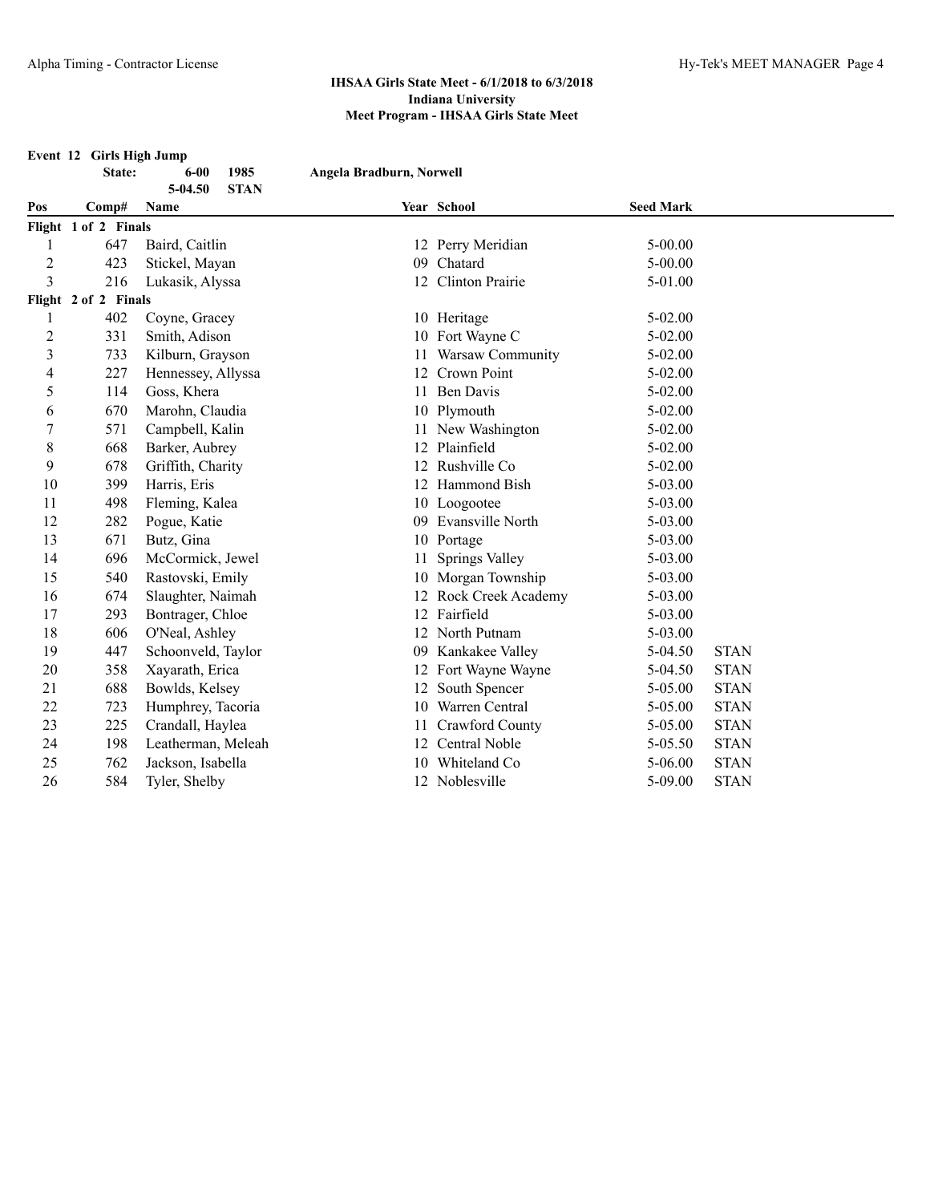**IHSAA Girls State Meet - 6/1/2018 to 6/3/2018**
**Indiana University**
**Meet Program - IHSAA Girls State Meet**

**Event 12 Girls High Jump**

| | | | | |
|---|---|---|---|---|
| **State:** | **6-00** | **1985** | **Angela Bradburn, Norwell** |
| | **5-04.50** | **STAN** | |

| Pos | Comp# | Name | Year | School | Seed Mark | |
|---|---|---|---|---|---|---|
| **Flight 1 of 2 Finals** | | | | | | |
| 1 | 647 | Baird, Caitlin | 12 | Perry Meridian | 5-00.00 | |
| 2 | 423 | Stickel, Mayan | 09 | Chatard | 5-00.00 | |
| 3 | 216 | Lukasik, Alyssa | 12 | Clinton Prairie | 5-01.00 | |
| **Flight 2 of 2 Finals** | | | | | | |
| 1 | 402 | Coyne, Gracey | 10 | Heritage | 5-02.00 | |
| 2 | 331 | Smith, Adison | 10 | Fort Wayne C | 5-02.00 | |
| 3 | 733 | Kilburn, Grayson | 11 | Warsaw Community | 5-02.00 | |
| 4 | 227 | Hennessey, Allyssa | 12 | Crown Point | 5-02.00 | |
| 5 | 114 | Goss, Khera | 11 | Ben Davis | 5-02.00 | |
| 6 | 670 | Marohn, Claudia | 10 | Plymouth | 5-02.00 | |
| 7 | 571 | Campbell, Kalin | 11 | New Washington | 5-02.00 | |
| 8 | 668 | Barker, Aubrey | 12 | Plainfield | 5-02.00 | |
| 9 | 678 | Griffith, Charity | 12 | Rushville Co | 5-02.00 | |
| 10 | 399 | Harris, Eris | 12 | Hammond Bish | 5-03.00 | |
| 11 | 498 | Fleming, Kalea | 10 | Loogootee | 5-03.00 | |
| 12 | 282 | Pogue, Katie | 09 | Evansville North | 5-03.00 | |
| 13 | 671 | Butz, Gina | 10 | Portage | 5-03.00 | |
| 14 | 696 | McCormick, Jewel | 11 | Springs Valley | 5-03.00 | |
| 15 | 540 | Rastovski, Emily | 10 | Morgan Township | 5-03.00 | |
| 16 | 674 | Slaughter, Naimah | 12 | Rock Creek Academy | 5-03.00 | |
| 17 | 293 | Bontrager, Chloe | 12 | Fairfield | 5-03.00 | |
| 18 | 606 | O'Neal, Ashley | 12 | North Putnam | 5-03.00 | |
| 19 | 447 | Schoonveld, Taylor | 09 | Kankakee Valley | 5-04.50 | STAN |
| 20 | 358 | Xayarath, Erica | 12 | Fort Wayne Wayne | 5-04.50 | STAN |
| 21 | 688 | Bowlds, Kelsey | 12 | South Spencer | 5-05.00 | STAN |
| 22 | 723 | Humphrey, Tacoria | 10 | Warren Central | 5-05.00 | STAN |
| 23 | 225 | Crandall, Haylea | 11 | Crawford County | 5-05.00 | STAN |
| 24 | 198 | Leatherman, Meleah | 12 | Central Noble | 5-05.50 | STAN |
| 25 | 762 | Jackson, Isabella | 10 | Whiteland Co | 5-06.00 | STAN |
| 26 | 584 | Tyler, Shelby | 12 | Noblesville | 5-09.00 | STAN |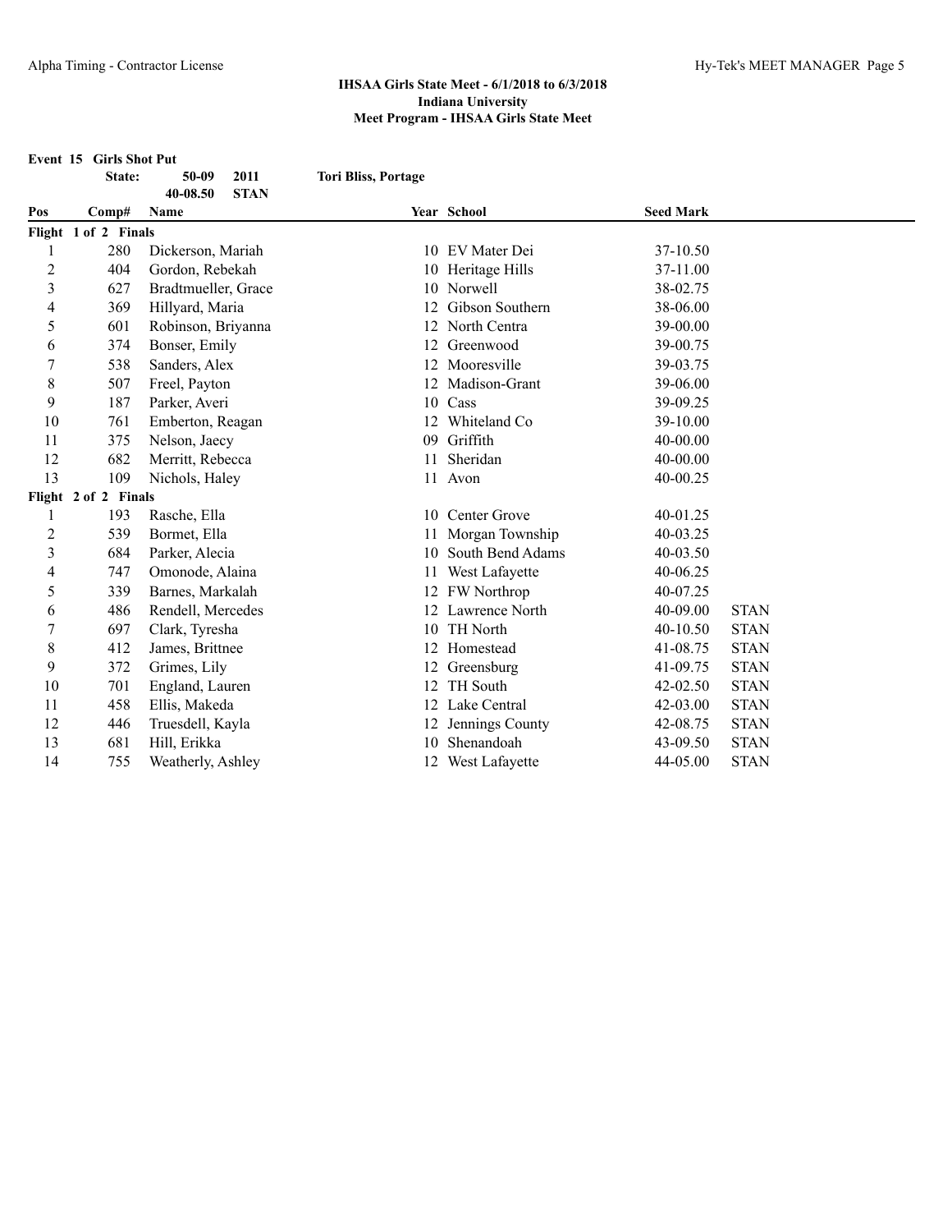**IHSAA Girls State Meet - 6/1/2018 to 6/3/2018**
**Indiana University**
**Meet Program - IHSAA Girls State Meet**

**Event 15 Girls Shot Put**

| | | | |
|---|---|---|---|
| **State:** | **50-09** | **2011** | **Tori Bliss, Portage** |
| | **40-08.50** | **STAN** | |

| Pos | Comp# | Name | Year | School | Seed Mark | |
|---|---|---|---|---|---|---|
| **Flight 1 of 2 Finals** | | | | | | |
| 1 | 280 | Dickerson, Mariah | 10 | EV Mater Dei | 37-10.50 | |
| 2 | 404 | Gordon, Rebekah | 10 | Heritage Hills | 37-11.00 | |
| 3 | 627 | Bradtmueller, Grace | 10 | Norwell | 38-02.75 | |
| 4 | 369 | Hillyard, Maria | 12 | Gibson Southern | 38-06.00 | |
| 5 | 601 | Robinson, Briyanna | 12 | North Centra | 39-00.00 | |
| 6 | 374 | Bonser, Emily | 12 | Greenwood | 39-00.75 | |
| 7 | 538 | Sanders, Alex | 12 | Mooresville | 39-03.75 | |
| 8 | 507 | Freel, Payton | 12 | Madison-Grant | 39-06.00 | |
| 9 | 187 | Parker, Averi | 10 | Cass | 39-09.25 | |
| 10 | 761 | Emberton, Reagan | 12 | Whiteland Co | 39-10.00 | |
| 11 | 375 | Nelson, Jaecy | 09 | Griffith | 40-00.00 | |
| 12 | 682 | Merritt, Rebecca | 11 | Sheridan | 40-00.00 | |
| 13 | 109 | Nichols, Haley | 11 | Avon | 40-00.25 | |
| **Flight 2 of 2 Finals** | | | | | | |
| 1 | 193 | Rasche, Ella | 10 | Center Grove | 40-01.25 | |
| 2 | 539 | Bormet, Ella | 11 | Morgan Township | 40-03.25 | |
| 3 | 684 | Parker, Alecia | 10 | South Bend Adams | 40-03.50 | |
| 4 | 747 | Omonode, Alaina | 11 | West Lafayette | 40-06.25 | |
| 5 | 339 | Barnes, Markalah | 12 | FW Northrop | 40-07.25 | |
| 6 | 486 | Rendell, Mercedes | 12 | Lawrence North | 40-09.00 | STAN |
| 7 | 697 | Clark, Tyresha | 10 | TH North | 40-10.50 | STAN |
| 8 | 412 | James, Brittnee | 12 | Homestead | 41-08.75 | STAN |
| 9 | 372 | Grimes, Lily | 12 | Greensburg | 41-09.75 | STAN |
| 10 | 701 | England, Lauren | 12 | TH South | 42-02.50 | STAN |
| 11 | 458 | Ellis, Makeda | 12 | Lake Central | 42-03.00 | STAN |
| 12 | 446 | Truesdell, Kayla | 12 | Jennings County | 42-08.75 | STAN |
| 13 | 681 | Hill, Erikka | 10 | Shenandoah | 43-09.50 | STAN |
| 14 | 755 | Weatherly, Ashley | 12 | West Lafayette | 44-05.00 | STAN |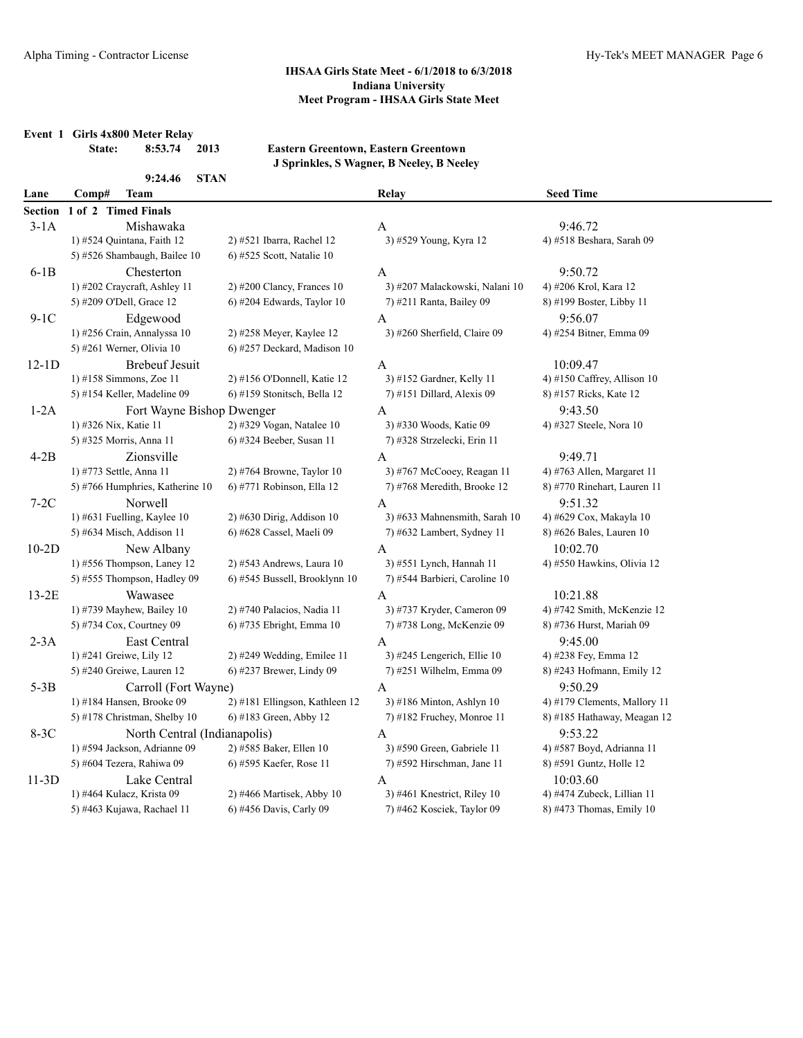## IHSAA Girls State Meet - 6/1/2018 to 6/3/2018
## Indiana University
## Meet Program - IHSAA Girls State Meet

**Event 1 Girls 4x800 Meter Relay**

**State: 8:53.74 2013 Eastern Greentown, Eastern Greentown**
**J Sprinkles, S Wagner, B Neeley, B Neeley**

**9:24.46 STAN**

| Lane | Comp# Team | | Relay | Seed Time |
|---|---|---|---|---|
| **Section 1 of 2 Timed Finals** | | | | |
| 3-1A | Mishawaka | | A | 9:46.72 |
| | 1) #524 Quintana, Faith 12 | 2) #521 Ibarra, Rachel 12 | 3) #529 Young, Kyra 12 | 4) #518 Beshara, Sarah 09 |
| | 5) #526 Shambaugh, Bailee 10 | 6) #525 Scott, Natalie 10 | | |
| 6-1B | Chesterton | | A | 9:50.72 |
| | 1) #202 Craycraft, Ashley 11 | 2) #200 Clancy, Frances 10 | 3) #207 Malackowski, Nalani 10 | 4) #206 Krol, Kara 12 |
| | 5) #209 O'Dell, Grace 12 | 6) #204 Edwards, Taylor 10 | 7) #211 Ranta, Bailey 09 | 8) #199 Boster, Libby 11 |
| 9-1C | Edgewood | | A | 9:56.07 |
| | 1) #256 Crain, Annalyssa 10 | 2) #258 Meyer, Kaylee 12 | 3) #260 Sherfield, Claire 09 | 4) #254 Bitner, Emma 09 |
| | 5) #261 Werner, Olivia 10 | 6) #257 Deckard, Madison 10 | | |
| 12-1D | Brebeuf Jesuit | | A | 10:09.47 |
| | 1) #158 Simmons, Zoe 11 | 2) #156 O'Donnell, Katie 12 | 3) #152 Gardner, Kelly 11 | 4) #150 Caffrey, Allison 10 |
| | 5) #154 Keller, Madeline 09 | 6) #159 Stonitsch, Bella 12 | 7) #151 Dillard, Alexis 09 | 8) #157 Ricks, Kate 12 |
| 1-2A | Fort Wayne Bishop Dwenger | | A | 9:43.50 |
| | 1) #326 Nix, Katie 11 | 2) #329 Vogan, Natalee 10 | 3) #330 Woods, Katie 09 | 4) #327 Steele, Nora 10 |
| | 5) #325 Morris, Anna 11 | 6) #324 Beeber, Susan 11 | 7) #328 Strzelecki, Erin 11 | |
| 4-2B | Zionsville | | A | 9:49.71 |
| | 1) #773 Settle, Anna 11 | 2) #764 Browne, Taylor 10 | 3) #767 McCooey, Reagan 11 | 4) #763 Allen, Margaret 11 |
| | 5) #766 Humphries, Katherine 10 | 6) #771 Robinson, Ella 12 | 7) #768 Meredith, Brooke 12 | 8) #770 Rinehart, Lauren 11 |
| 7-2C | Norwell | | A | 9:51.32 |
| | 1) #631 Fuelling, Kaylee 10 | 2) #630 Dirig, Addison 10 | 3) #633 Mahnensmith, Sarah 10 | 4) #629 Cox, Makayla 10 |
| | 5) #634 Misch, Addison 11 | 6) #628 Cassel, Maeli 09 | 7) #632 Lambert, Sydney 11 | 8) #626 Bales, Lauren 10 |
| 10-2D | New Albany | | A | 10:02.70 |
| | 1) #556 Thompson, Laney 12 | 2) #543 Andrews, Laura 10 | 3) #551 Lynch, Hannah 11 | 4) #550 Hawkins, Olivia 12 |
| | 5) #555 Thompson, Hadley 09 | 6) #545 Bussell, Brooklynn 10 | 7) #544 Barbieri, Caroline 10 | |
| 13-2E | Wawasee | | A | 10:21.88 |
| | 1) #739 Mayhew, Bailey 10 | 2) #740 Palacios, Nadia 11 | 3) #737 Kryder, Cameron 09 | 4) #742 Smith, McKenzie 12 |
| | 5) #734 Cox, Courtney 09 | 6) #735 Ebright, Emma 10 | 7) #738 Long, McKenzie 09 | 8) #736 Hurst, Mariah 09 |
| 2-3A | East Central | | A | 9:45.00 |
| | 1) #241 Greiwe, Lily 12 | 2) #249 Wedding, Emilee 11 | 3) #245 Lengerich, Ellie 10 | 4) #238 Fey, Emma 12 |
| | 5) #240 Greiwe, Lauren 12 | 6) #237 Brewer, Lindy 09 | 7) #251 Wilhelm, Emma 09 | 8) #243 Hofmann, Emily 12 |
| 5-3B | Carroll (Fort Wayne) | | A | 9:50.29 |
| | 1) #184 Hansen, Brooke 09 | 2) #181 Ellingson, Kathleen 12 | 3) #186 Minton, Ashlyn 10 | 4) #179 Clements, Mallory 11 |
| | 5) #178 Christman, Shelby 10 | 6) #183 Green, Abby 12 | 7) #182 Fruchey, Monroe 11 | 8) #185 Hathaway, Meagan 12 |
| 8-3C | North Central (Indianapolis) | | A | 9:53.22 |
| | 1) #594 Jackson, Adrianne 09 | 2) #585 Baker, Ellen 10 | 3) #590 Green, Gabriele 11 | 4) #587 Boyd, Adrianna 11 |
| | 5) #604 Tezera, Rahiwa 09 | 6) #595 Kaefer, Rose 11 | 7) #592 Hirschman, Jane 11 | 8) #591 Guntz, Holle 12 |
| 11-3D | Lake Central | | A | 10:03.60 |
| | 1) #464 Kulacz, Krista 09 | 2) #466 Martisek, Abby 10 | 3) #461 Knestrict, Riley 10 | 4) #474 Zubeck, Lillian 11 |
| | 5) #463 Kujawa, Rachael 11 | 6) #456 Davis, Carly 09 | 7) #462 Kosciek, Taylor 09 | 8) #473 Thomas, Emily 10 |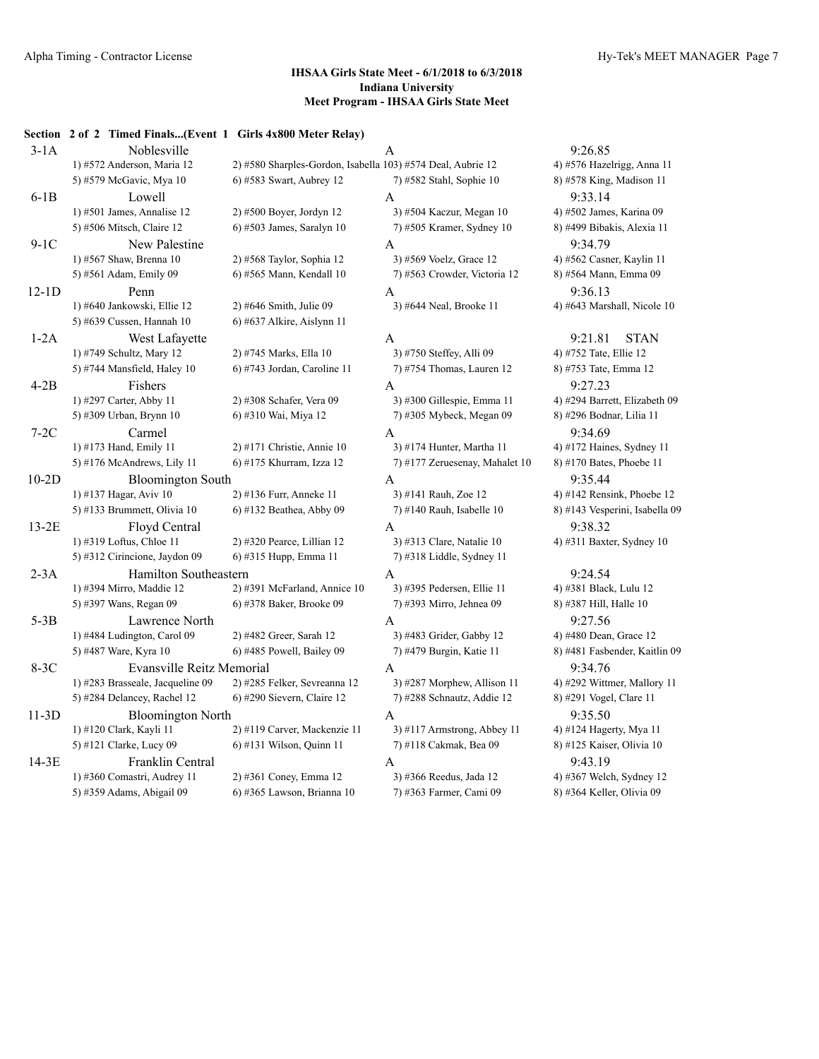## IHSAA Girls State Meet - 6/1/2018 to 6/3/2018
## Indiana University
## Meet Program - IHSAA Girls State Meet

**Section 2 of 2 Timed Finals...(Event 1 Girls 4x800 Meter Relay)**

| | Team | | Relay | Seed |
|---|---|---|---|---|
| 3-1A | Noblesville | | A | 9:26.85 |
| | 1) #572 Anderson, Maria 12 | 2) #580 Sharples-Gordon, Isabella 10 | 3) #574 Deal, Aubrie 12 | 4) #576 Hazelrigg, Anna 11 |
| | 5) #579 McGavic, Mya 10 | 6) #583 Swart, Aubrey 12 | 7) #582 Stahl, Sophie 10 | 8) #578 King, Madison 11 |
| 6-1B | Lowell | | A | 9:33.14 |
| | 1) #501 James, Annalise 12 | 2) #500 Boyer, Jordyn 12 | 3) #504 Kaczur, Megan 10 | 4) #502 James, Karina 09 |
| | 5) #506 Mitsch, Claire 12 | 6) #503 James, Saralyn 10 | 7) #505 Kramer, Sydney 10 | 8) #499 Bibakis, Alexia 11 |
| 9-1C | New Palestine | | A | 9:34.79 |
| | 1) #567 Shaw, Brenna 10 | 2) #568 Taylor, Sophia 12 | 3) #569 Voelz, Grace 12 | 4) #562 Casner, Kaylin 11 |
| | 5) #561 Adam, Emily 09 | 6) #565 Mann, Kendall 10 | 7) #563 Crowder, Victoria 12 | 8) #564 Mann, Emma 09 |
| 12-1D | Penn | | A | 9:36.13 |
| | 1) #640 Jankowski, Ellie 12 | 2) #646 Smith, Julie 09 | 3) #644 Neal, Brooke 11 | 4) #643 Marshall, Nicole 10 |
| | 5) #639 Cussen, Hannah 10 | 6) #637 Alkire, Aislynn 11 | | |
| 1-2A | West Lafayette | | A | 9:21.81 STAN |
| | 1) #749 Schultz, Mary 12 | 2) #745 Marks, Ella 10 | 3) #750 Steffey, Alli 09 | 4) #752 Tate, Ellie 12 |
| | 5) #744 Mansfield, Haley 10 | 6) #743 Jordan, Caroline 11 | 7) #754 Thomas, Lauren 12 | 8) #753 Tate, Emma 12 |
| 4-2B | Fishers | | A | 9:27.23 |
| | 1) #297 Carter, Abby 11 | 2) #308 Schafer, Vera 09 | 3) #300 Gillespie, Emma 11 | 4) #294 Barrett, Elizabeth 09 |
| | 5) #309 Urban, Brynn 10 | 6) #310 Wai, Miya 12 | 7) #305 Mybeck, Megan 09 | 8) #296 Bodnar, Lilia 11 |
| 7-2C | Carmel | | A | 9:34.69 |
| | 1) #173 Hand, Emily 11 | 2) #171 Christie, Annie 10 | 3) #174 Hunter, Martha 11 | 4) #172 Haines, Sydney 11 |
| | 5) #176 McAndrews, Lily 11 | 6) #175 Khurram, Izza 12 | 7) #177 Zeruesenay, Mahalet 10 | 8) #170 Bates, Phoebe 11 |
| 10-2D | Bloomington South | | A | 9:35.44 |
| | 1) #137 Hagar, Aviv 10 | 2) #136 Furr, Anneke 11 | 3) #141 Rauh, Zoe 12 | 4) #142 Rensink, Phoebe 12 |
| | 5) #133 Brummett, Olivia 10 | 6) #132 Beathea, Abby 09 | 7) #140 Rauh, Isabelle 10 | 8) #143 Vesperini, Isabella 09 |
| 13-2E | Floyd Central | | A | 9:38.32 |
| | 1) #319 Loftus, Chloe 11 | 2) #320 Pearce, Lillian 12 | 3) #313 Clare, Natalie 10 | 4) #311 Baxter, Sydney 10 |
| | 5) #312 Cirincione, Jaydon 09 | 6) #315 Hupp, Emma 11 | 7) #318 Liddle, Sydney 11 | |
| 2-3A | Hamilton Southeastern | | A | 9:24.54 |
| | 1) #394 Mirro, Maddie 12 | 2) #391 McFarland, Annice 10 | 3) #395 Pedersen, Ellie 11 | 4) #381 Black, Lulu 12 |
| | 5) #397 Wans, Regan 09 | 6) #378 Baker, Brooke 09 | 7) #393 Mirro, Jehnea 09 | 8) #387 Hill, Halle 10 |
| 5-3B | Lawrence North | | A | 9:27.56 |
| | 1) #484 Ludington, Carol 09 | 2) #482 Greer, Sarah 12 | 3) #483 Grider, Gabby 12 | 4) #480 Dean, Grace 12 |
| | 5) #487 Ware, Kyra 10 | 6) #485 Powell, Bailey 09 | 7) #479 Burgin, Katie 11 | 8) #481 Fasbender, Kaitlin 09 |
| 8-3C | Evansville Reitz Memorial | | A | 9:34.76 |
| | 1) #283 Brasseale, Jacqueline 09 | 2) #285 Felker, Sevreanna 12 | 3) #287 Morphew, Allison 11 | 4) #292 Wittmer, Mallory 11 |
| | 5) #284 Delancey, Rachel 12 | 6) #290 Sievern, Claire 12 | 7) #288 Schnautz, Addie 12 | 8) #291 Vogel, Clare 11 |
| 11-3D | Bloomington North | | A | 9:35.50 |
| | 1) #120 Clark, Kayli 11 | 2) #119 Carver, Mackenzie 11 | 3) #117 Armstrong, Abbey 11 | 4) #124 Hagerty, Mya 11 |
| | 5) #121 Clarke, Lucy 09 | 6) #131 Wilson, Quinn 11 | 7) #118 Cakmak, Bea 09 | 8) #125 Kaiser, Olivia 10 |
| 14-3E | Franklin Central | | A | 9:43.19 |
| | 1) #360 Comastri, Audrey 11 | 2) #361 Coney, Emma 12 | 3) #366 Reedus, Jada 12 | 4) #367 Welch, Sydney 12 |
| | 5) #359 Adams, Abigail 09 | 6) #365 Lawson, Brianna 10 | 7) #363 Farmer, Cami 09 | 8) #364 Keller, Olivia 09 |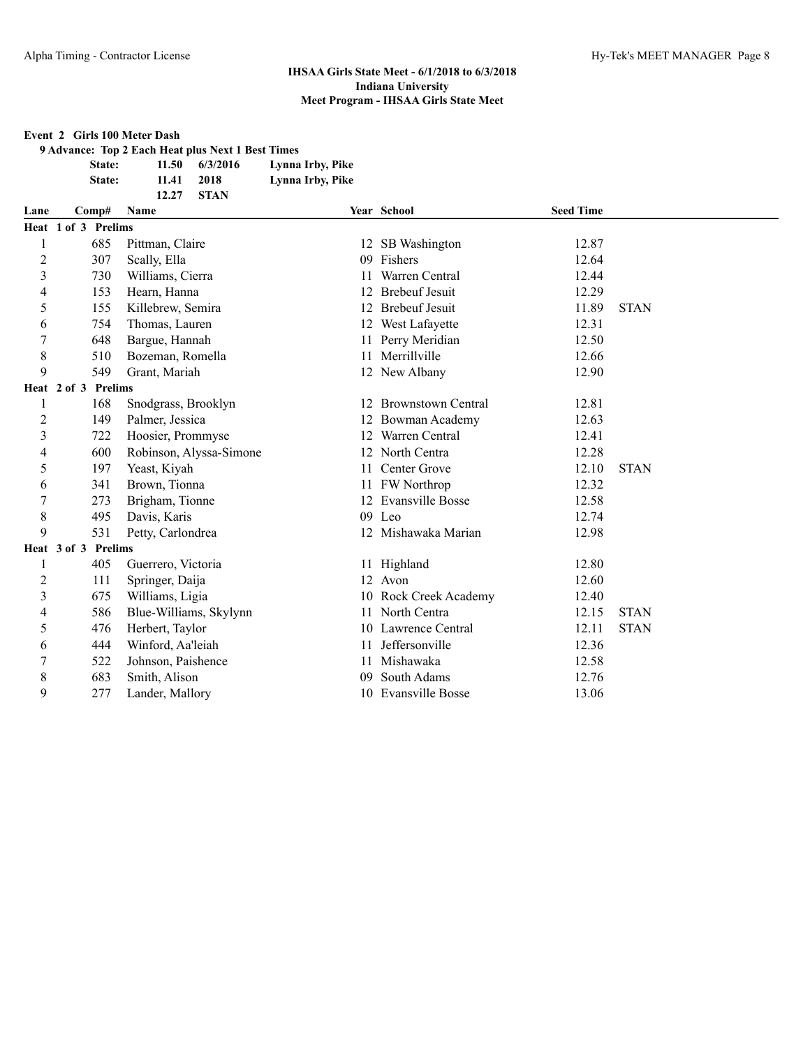**IHSAA Girls State Meet - 6/1/2018 to 6/3/2018**
**Indiana University**
**Meet Program - IHSAA Girls State Meet**

**Event 2 Girls 100 Meter Dash**

**9 Advance: Top 2 Each Heat plus Next 1 Best Times**

| | | | |
|---|---|---|---|
| **State:** | **11.50** | **6/3/2016** | **Lynna Irby, Pike** |
| **State:** | **11.41** | **2018** | **Lynna Irby, Pike** |
| | **12.27** | **STAN** | |

| Lane | Comp# | Name | Year | School | Seed Time | |
|---|---|---|---|---|---|---|
| **Heat 1 of 3 Prelims** | | | | | | |
| 1 | 685 | Pittman, Claire | 12 | SB Washington | 12.87 | |
| 2 | 307 | Scally, Ella | 09 | Fishers | 12.64 | |
| 3 | 730 | Williams, Cierra | 11 | Warren Central | 12.44 | |
| 4 | 153 | Hearn, Hanna | 12 | Brebeuf Jesuit | 12.29 | |
| 5 | 155 | Killebrew, Semira | 12 | Brebeuf Jesuit | 11.89 | STAN |
| 6 | 754 | Thomas, Lauren | 12 | West Lafayette | 12.31 | |
| 7 | 648 | Bargue, Hannah | 11 | Perry Meridian | 12.50 | |
| 8 | 510 | Bozeman, Romella | 11 | Merrillville | 12.66 | |
| 9 | 549 | Grant, Mariah | 12 | New Albany | 12.90 | |
| **Heat 2 of 3 Prelims** | | | | | | |
| 1 | 168 | Snodgrass, Brooklyn | 12 | Brownstown Central | 12.81 | |
| 2 | 149 | Palmer, Jessica | 12 | Bowman Academy | 12.63 | |
| 3 | 722 | Hoosier, Prommyse | 12 | Warren Central | 12.41 | |
| 4 | 600 | Robinson, Alyssa-Simone | 12 | North Centra | 12.28 | |
| 5 | 197 | Yeast, Kiyah | 11 | Center Grove | 12.10 | STAN |
| 6 | 341 | Brown, Tionna | 11 | FW Northrop | 12.32 | |
| 7 | 273 | Brigham, Tionne | 12 | Evansville Bosse | 12.58 | |
| 8 | 495 | Davis, Karis | 09 | Leo | 12.74 | |
| 9 | 531 | Petty, Carlondrea | 12 | Mishawaka Marian | 12.98 | |
| **Heat 3 of 3 Prelims** | | | | | | |
| 1 | 405 | Guerrero, Victoria | 11 | Highland | 12.80 | |
| 2 | 111 | Springer, Daija | 12 | Avon | 12.60 | |
| 3 | 675 | Williams, Ligia | 10 | Rock Creek Academy | 12.40 | |
| 4 | 586 | Blue-Williams, Skylynn | 11 | North Centra | 12.15 | STAN |
| 5 | 476 | Herbert, Taylor | 10 | Lawrence Central | 12.11 | STAN |
| 6 | 444 | Winford, Aa'leiah | 11 | Jeffersonville | 12.36 | |
| 7 | 522 | Johnson, Paishence | 11 | Mishawaka | 12.58 | |
| 8 | 683 | Smith, Alison | 09 | South Adams | 12.76 | |
| 9 | 277 | Lander, Mallory | 10 | Evansville Bosse | 13.06 | |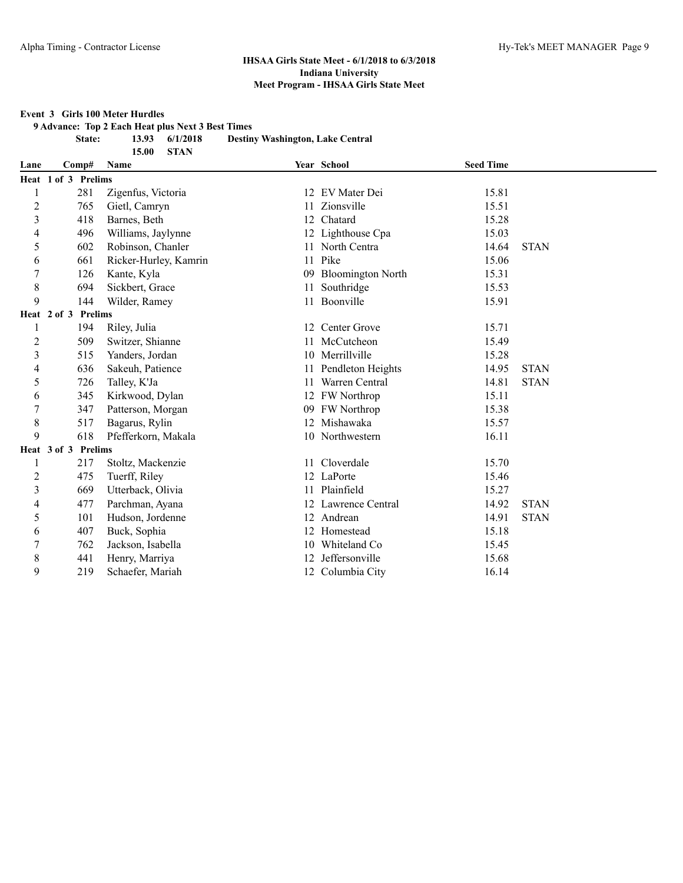**IHSAA Girls State Meet - 6/1/2018 to 6/3/2018**
**Indiana University**
**Meet Program - IHSAA Girls State Meet**

**Event 3 Girls 100 Meter Hurdles**

**9 Advance: Top 2 Each Heat plus Next 3 Best Times**

| | | | |
|---|---|---|---|
| **State:** | **13.93** | **6/1/2018** | **Destiny Washington, Lake Central** |
| | **15.00** | **STAN** | |

| Lane | Comp# | Name | Year | School | Seed Time | |
|---|---|---|---|---|---|---|
| **Heat 1 of 3 Prelims** | | | | | | |
| 1 | 281 | Zigenfus, Victoria | 12 | EV Mater Dei | 15.81 | |
| 2 | 765 | Gietl, Camryn | 11 | Zionsville | 15.51 | |
| 3 | 418 | Barnes, Beth | 12 | Chatard | 15.28 | |
| 4 | 496 | Williams, Jaylynne | 12 | Lighthouse Cpa | 15.03 | |
| 5 | 602 | Robinson, Chanler | 11 | North Centra | 14.64 | STAN |
| 6 | 661 | Ricker-Hurley, Kamrin | 11 | Pike | 15.06 | |
| 7 | 126 | Kante, Kyla | 09 | Bloomington North | 15.31 | |
| 8 | 694 | Sickbert, Grace | 11 | Southridge | 15.53 | |
| 9 | 144 | Wilder, Ramey | 11 | Boonville | 15.91 | |
| **Heat 2 of 3 Prelims** | | | | | | |
| 1 | 194 | Riley, Julia | 12 | Center Grove | 15.71 | |
| 2 | 509 | Switzer, Shianne | 11 | McCutcheon | 15.49 | |
| 3 | 515 | Yanders, Jordan | 10 | Merrillville | 15.28 | |
| 4 | 636 | Sakeuh, Patience | 11 | Pendleton Heights | 14.95 | STAN |
| 5 | 726 | Talley, K'Ja | 11 | Warren Central | 14.81 | STAN |
| 6 | 345 | Kirkwood, Dylan | 12 | FW Northrop | 15.11 | |
| 7 | 347 | Patterson, Morgan | 09 | FW Northrop | 15.38 | |
| 8 | 517 | Bagarus, Rylin | 12 | Mishawaka | 15.57 | |
| 9 | 618 | Pfefferkorn, Makala | 10 | Northwestern | 16.11 | |
| **Heat 3 of 3 Prelims** | | | | | | |
| 1 | 217 | Stoltz, Mackenzie | 11 | Cloverdale | 15.70 | |
| 2 | 475 | Tuerff, Riley | 12 | LaPorte | 15.46 | |
| 3 | 669 | Utterback, Olivia | 11 | Plainfield | 15.27 | |
| 4 | 477 | Parchman, Ayana | 12 | Lawrence Central | 14.92 | STAN |
| 5 | 101 | Hudson, Jordenne | 12 | Andrean | 14.91 | STAN |
| 6 | 407 | Buck, Sophia | 12 | Homestead | 15.18 | |
| 7 | 762 | Jackson, Isabella | 10 | Whiteland Co | 15.45 | |
| 8 | 441 | Henry, Marriya | 12 | Jeffersonville | 15.68 | |
| 9 | 219 | Schaefer, Mariah | 12 | Columbia City | 16.14 | |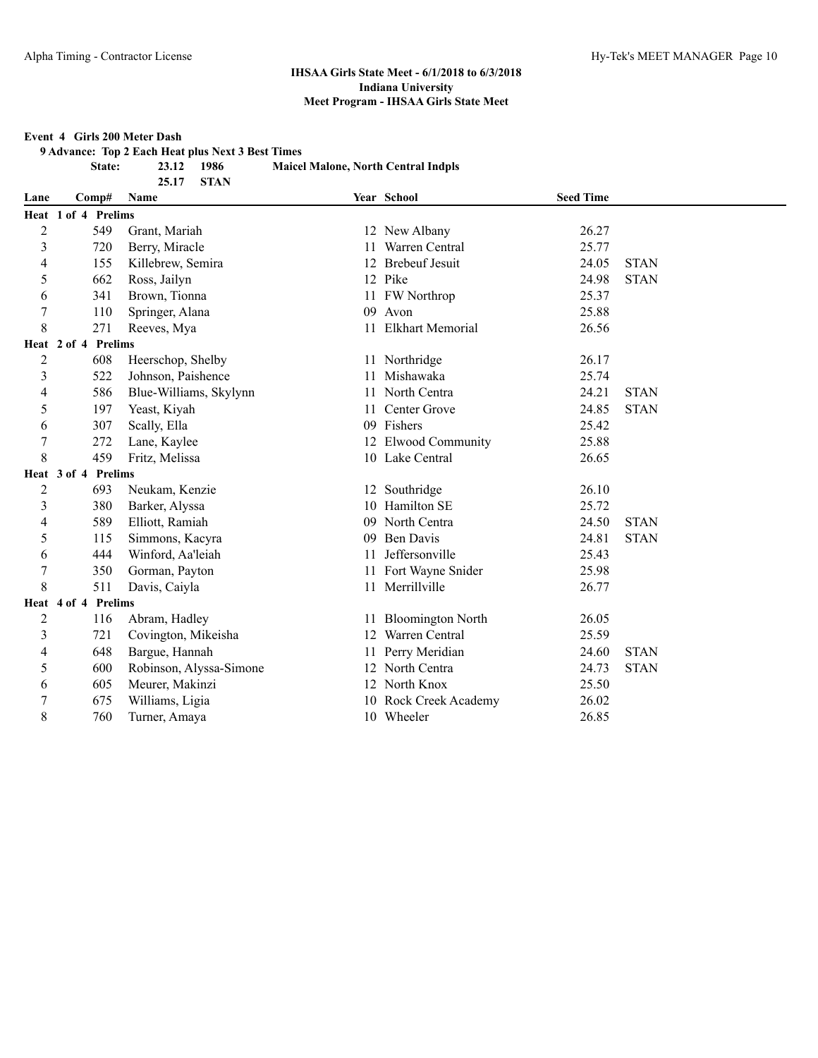### IHSAA Girls State Meet - 6/1/2018 to 6/3/2018
### Indiana University
### Meet Program - IHSAA Girls State Meet

**Event 4 Girls 200 Meter Dash**

**9 Advance: Top 2 Each Heat plus Next 3 Best Times**

**State: 23.12 1986 Maicel Malone, North Central Indpls**

**25.17 STAN**

| Lane | Comp# | Name | Year | School | Seed Time | |
|---|---|---|---|---|---|---|
| **Heat 1 of 4 Prelims** | | | | | | |
| 2 | 549 | Grant, Mariah | 12 | New Albany | 26.27 | |
| 3 | 720 | Berry, Miracle | 11 | Warren Central | 25.77 | |
| 4 | 155 | Killebrew, Semira | 12 | Brebeuf Jesuit | 24.05 | STAN |
| 5 | 662 | Ross, Jailyn | 12 | Pike | 24.98 | STAN |
| 6 | 341 | Brown, Tionna | 11 | FW Northrop | 25.37 | |
| 7 | 110 | Springer, Alana | 09 | Avon | 25.88 | |
| 8 | 271 | Reeves, Mya | 11 | Elkhart Memorial | 26.56 | |
| **Heat 2 of 4 Prelims** | | | | | | |
| 2 | 608 | Heerschop, Shelby | 11 | Northridge | 26.17 | |
| 3 | 522 | Johnson, Paishence | 11 | Mishawaka | 25.74 | |
| 4 | 586 | Blue-Williams, Skylynn | 11 | North Centra | 24.21 | STAN |
| 5 | 197 | Yeast, Kiyah | 11 | Center Grove | 24.85 | STAN |
| 6 | 307 | Scally, Ella | 09 | Fishers | 25.42 | |
| 7 | 272 | Lane, Kaylee | 12 | Elwood Community | 25.88 | |
| 8 | 459 | Fritz, Melissa | 10 | Lake Central | 26.65 | |
| **Heat 3 of 4 Prelims** | | | | | | |
| 2 | 693 | Neukam, Kenzie | 12 | Southridge | 26.10 | |
| 3 | 380 | Barker, Alyssa | 10 | Hamilton SE | 25.72 | |
| 4 | 589 | Elliott, Ramiah | 09 | North Centra | 24.50 | STAN |
| 5 | 115 | Simmons, Kacyra | 09 | Ben Davis | 24.81 | STAN |
| 6 | 444 | Winford, Aa'leiah | 11 | Jeffersonville | 25.43 | |
| 7 | 350 | Gorman, Payton | 11 | Fort Wayne Snider | 25.98 | |
| 8 | 511 | Davis, Caiyla | 11 | Merrillville | 26.77 | |
| **Heat 4 of 4 Prelims** | | | | | | |
| 2 | 116 | Abram, Hadley | 11 | Bloomington North | 26.05 | |
| 3 | 721 | Covington, Mikeisha | 12 | Warren Central | 25.59 | |
| 4 | 648 | Bargue, Hannah | 11 | Perry Meridian | 24.60 | STAN |
| 5 | 600 | Robinson, Alyssa-Simone | 12 | North Centra | 24.73 | STAN |
| 6 | 605 | Meurer, Makinzi | 12 | North Knox | 25.50 | |
| 7 | 675 | Williams, Ligia | 10 | Rock Creek Academy | 26.02 | |
| 8 | 760 | Turner, Amaya | 10 | Wheeler | 26.85 | |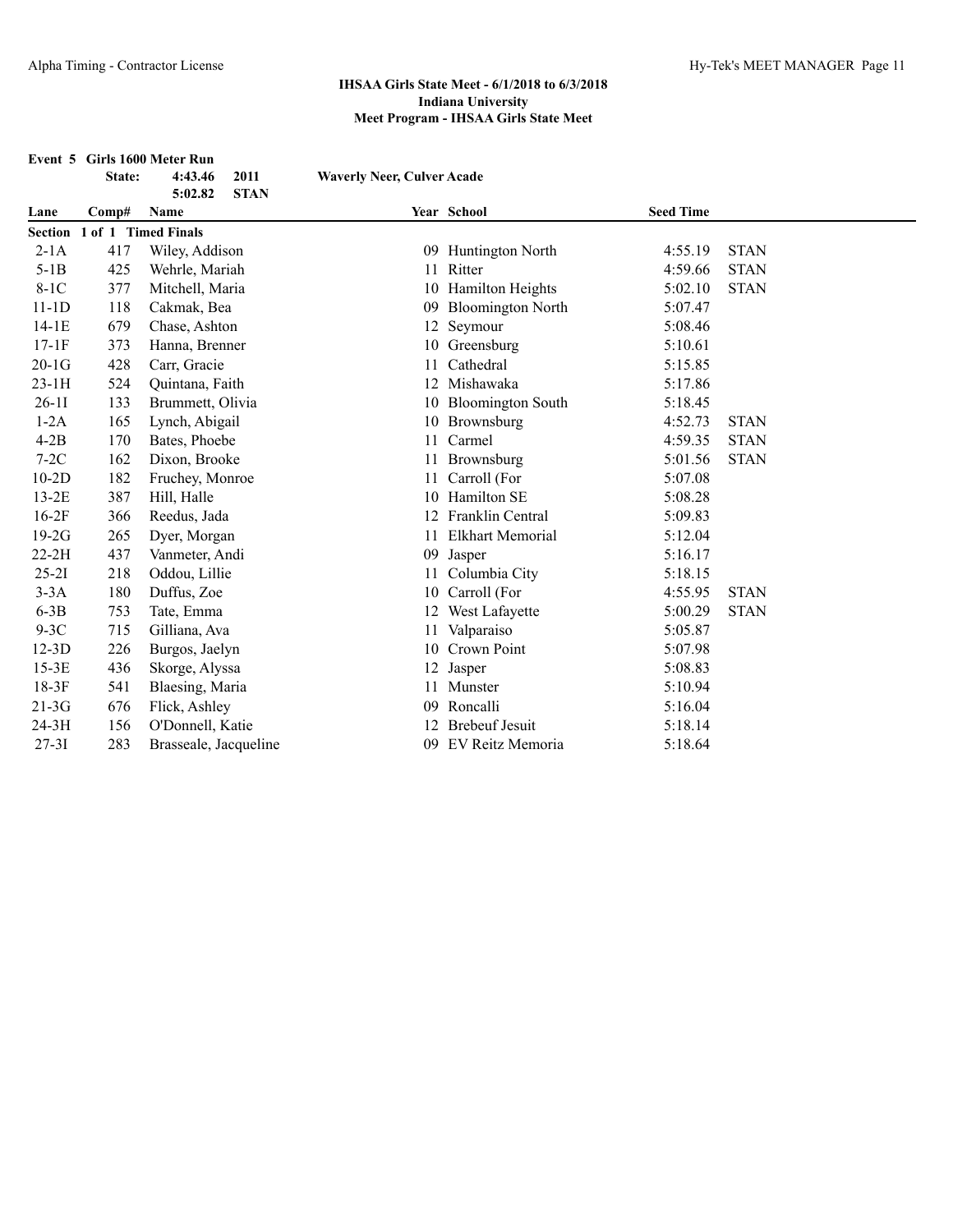## IHSAA Girls State Meet - 6/1/2018 to 6/3/2018
## Indiana University
## Meet Program - IHSAA Girls State Meet

### Event 5 Girls 1600 Meter Run

| | | | | | |
|---|---|---|---|---|---|
| State: | 4:43.46 | 2011 | Waverly Neer, Culver Acade | | |
| | 5:02.82 | STAN | | | |

| Lane | Comp# | Name | Year | School | Seed Time | |
|---|---|---|---|---|---|---|
| **Section 1 of 1 Timed Finals** | | | | | | |
| 2-1A | 417 | Wiley, Addison | 09 | Huntington North | 4:55.19 | STAN |
| 5-1B | 425 | Wehrle, Mariah | 11 | Ritter | 4:59.66 | STAN |
| 8-1C | 377 | Mitchell, Maria | 10 | Hamilton Heights | 5:02.10 | STAN |
| 11-1D | 118 | Cakmak, Bea | 09 | Bloomington North | 5:07.47 | |
| 14-1E | 679 | Chase, Ashton | 12 | Seymour | 5:08.46 | |
| 17-1F | 373 | Hanna, Brenner | 10 | Greensburg | 5:10.61 | |
| 20-1G | 428 | Carr, Gracie | 11 | Cathedral | 5:15.85 | |
| 23-1H | 524 | Quintana, Faith | 12 | Mishawaka | 5:17.86 | |
| 26-1I | 133 | Brummett, Olivia | 10 | Bloomington South | 5:18.45 | |
| 1-2A | 165 | Lynch, Abigail | 10 | Brownsburg | 4:52.73 | STAN |
| 4-2B | 170 | Bates, Phoebe | 11 | Carmel | 4:59.35 | STAN |
| 7-2C | 162 | Dixon, Brooke | 11 | Brownsburg | 5:01.56 | STAN |
| 10-2D | 182 | Fruchey, Monroe | 11 | Carroll (For | 5:07.08 | |
| 13-2E | 387 | Hill, Halle | 10 | Hamilton SE | 5:08.28 | |
| 16-2F | 366 | Reedus, Jada | 12 | Franklin Central | 5:09.83 | |
| 19-2G | 265 | Dyer, Morgan | 11 | Elkhart Memorial | 5:12.04 | |
| 22-2H | 437 | Vanmeter, Andi | 09 | Jasper | 5:16.17 | |
| 25-2I | 218 | Oddou, Lillie | 11 | Columbia City | 5:18.15 | |
| 3-3A | 180 | Duffus, Zoe | 10 | Carroll (For | 4:55.95 | STAN |
| 6-3B | 753 | Tate, Emma | 12 | West Lafayette | 5:00.29 | STAN |
| 9-3C | 715 | Gilliana, Ava | 11 | Valparaiso | 5:05.87 | |
| 12-3D | 226 | Burgos, Jaelyn | 10 | Crown Point | 5:07.98 | |
| 15-3E | 436 | Skorge, Alyssa | 12 | Jasper | 5:08.83 | |
| 18-3F | 541 | Blaesing, Maria | 11 | Munster | 5:10.94 | |
| 21-3G | 676 | Flick, Ashley | 09 | Roncalli | 5:16.04 | |
| 24-3H | 156 | O'Donnell, Katie | 12 | Brebeuf Jesuit | 5:18.14 | |
| 27-3I | 283 | Brasseale, Jacqueline | 09 | EV Reitz Memoria | 5:18.64 | |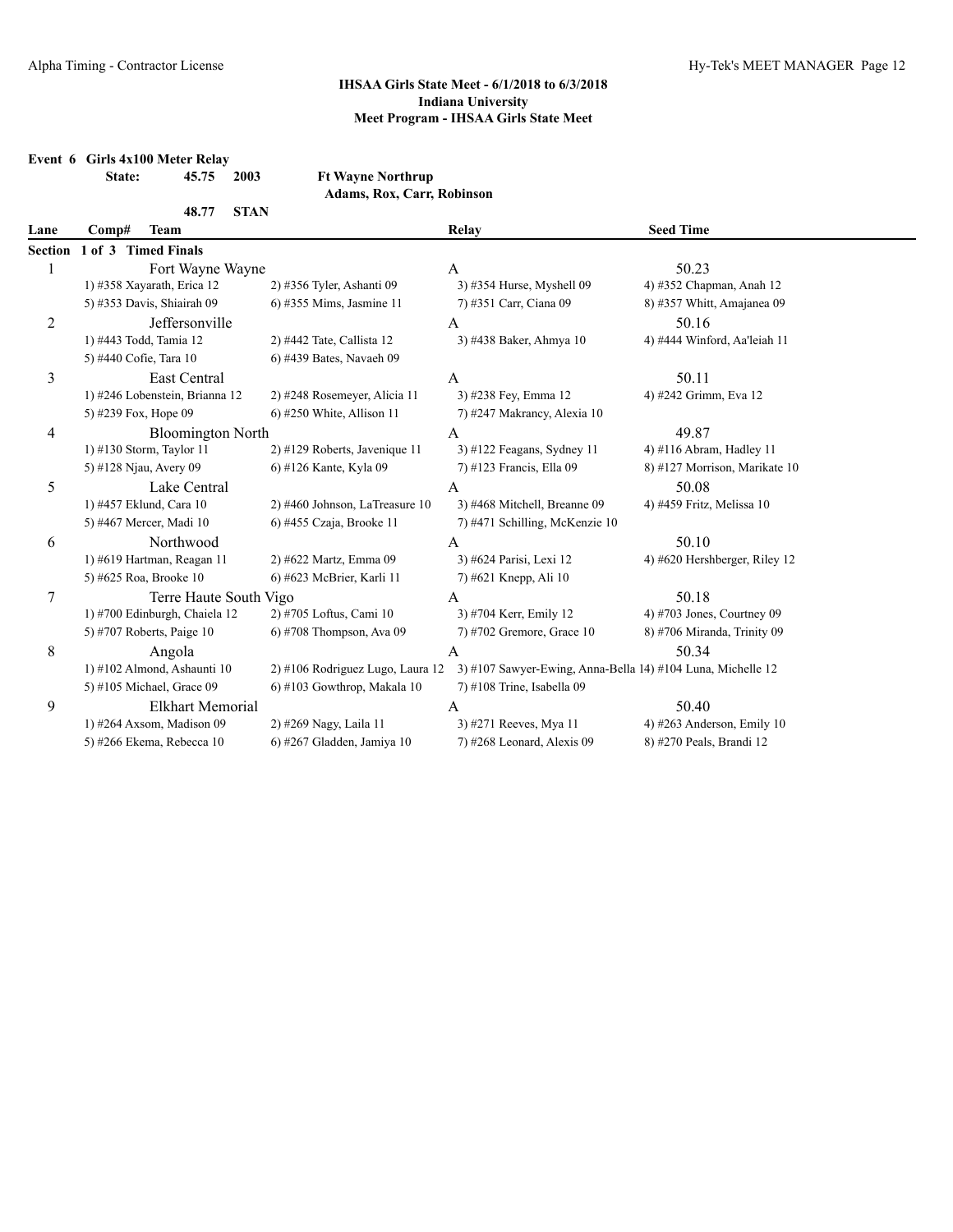### IHSAA Girls State Meet - 6/1/2018 to 6/3/2018
### Indiana University
### Meet Program - IHSAA Girls State Meet

**Event 6 Girls 4x100 Meter Relay**

**State: 45.75 2003 Ft Wayne Northrup**
**Adams, Rox, Carr, Robinson**

**48.77 STAN**

| Lane | Comp# Team | | Relay | Seed Time |
|---|---|---|---|---|
| **Section 1 of 3 Timed Finals** | | | | |
| 1 | Fort Wayne Wayne | | A | 50.23 |
| | 1) #358 Xayarath, Erica 12 | 2) #356 Tyler, Ashanti 09 | 3) #354 Hurse, Myshell 09 | 4) #352 Chapman, Anah 12 |
| | 5) #353 Davis, Shiairah 09 | 6) #355 Mims, Jasmine 11 | 7) #351 Carr, Ciana 09 | 8) #357 Whitt, Amajanea 09 |
| 2 | Jeffersonville | | A | 50.16 |
| | 1) #443 Todd, Tamia 12 | 2) #442 Tate, Callista 12 | 3) #438 Baker, Ahmya 10 | 4) #444 Winford, Aa'leiah 11 |
| | 5) #440 Cofie, Tara 10 | 6) #439 Bates, Navaeh 09 | | |
| 3 | East Central | | A | 50.11 |
| | 1) #246 Lobenstein, Brianna 12 | 2) #248 Rosemeyer, Alicia 11 | 3) #238 Fey, Emma 12 | 4) #242 Grimm, Eva 12 |
| | 5) #239 Fox, Hope 09 | 6) #250 White, Allison 11 | 7) #247 Makrancy, Alexia 10 | |
| 4 | Bloomington North | | A | 49.87 |
| | 1) #130 Storm, Taylor 11 | 2) #129 Roberts, Javenique 11 | 3) #122 Feagans, Sydney 11 | 4) #116 Abram, Hadley 11 |
| | 5) #128 Njau, Avery 09 | 6) #126 Kante, Kyla 09 | 7) #123 Francis, Ella 09 | 8) #127 Morrison, Marikate 10 |
| 5 | Lake Central | | A | 50.08 |
| | 1) #457 Eklund, Cara 10 | 2) #460 Johnson, LaTreasure 10 | 3) #468 Mitchell, Breanne 09 | 4) #459 Fritz, Melissa 10 |
| | 5) #467 Mercer, Madi 10 | 6) #455 Czaja, Brooke 11 | 7) #471 Schilling, McKenzie 10 | |
| 6 | Northwood | | A | 50.10 |
| | 1) #619 Hartman, Reagan 11 | 2) #622 Martz, Emma 09 | 3) #624 Parisi, Lexi 12 | 4) #620 Hershberger, Riley 12 |
| | 5) #625 Roa, Brooke 10 | 6) #623 McBrier, Karli 11 | 7) #621 Knepp, Ali 10 | |
| 7 | Terre Haute South Vigo | | A | 50.18 |
| | 1) #700 Edinburgh, Chaiela 12 | 2) #705 Loftus, Cami 10 | 3) #704 Kerr, Emily 12 | 4) #703 Jones, Courtney 09 |
| | 5) #707 Roberts, Paige 10 | 6) #708 Thompson, Ava 09 | 7) #702 Gremore, Grace 10 | 8) #706 Miranda, Trinity 09 |
| 8 | Angola | | A | 50.34 |
| | 1) #102 Almond, Ashaunti 10 | 2) #106 Rodriguez Lugo, Laura 12 | 3) #107 Sawyer-Ewing, Anna-Bella 1 | 4) #104 Luna, Michelle 12 |
| | 5) #105 Michael, Grace 09 | 6) #103 Gowthrop, Makala 10 | 7) #108 Trine, Isabella 09 | |
| 9 | Elkhart Memorial | | A | 50.40 |
| | 1) #264 Axsom, Madison 09 | 2) #269 Nagy, Laila 11 | 3) #271 Reeves, Mya 11 | 4) #263 Anderson, Emily 10 |
| | 5) #266 Ekema, Rebecca 10 | 6) #267 Gladden, Jamiya 10 | 7) #268 Leonard, Alexis 09 | 8) #270 Peals, Brandi 12 |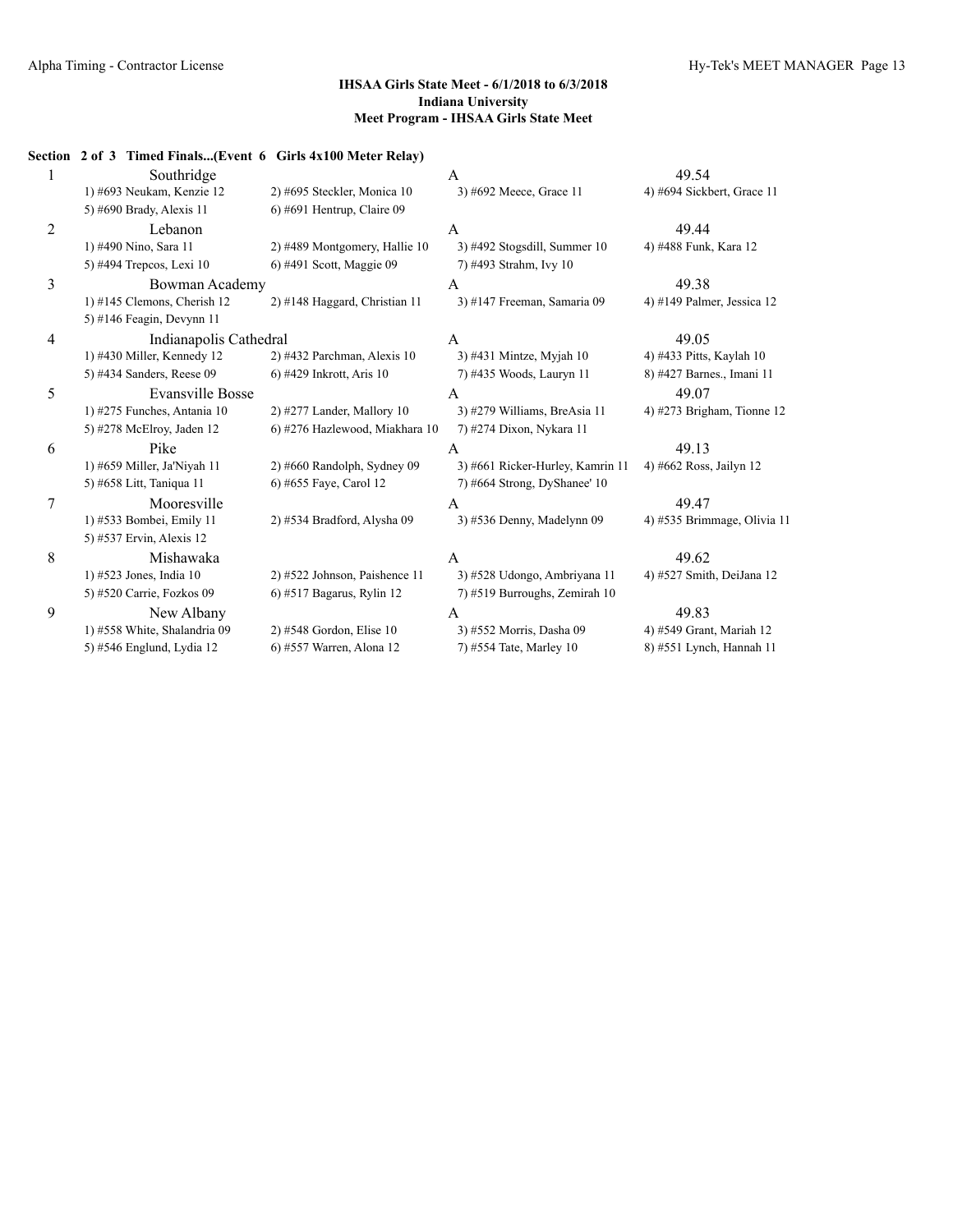**IHSAA Girls State Meet - 6/1/2018 to 6/3/2018**
**Indiana University**
**Meet Program - IHSAA Girls State Meet**

**Section 2 of 3 Timed Finals...(Event 6 Girls 4x100 Meter Relay)**

| Lane | Team | | Relay | Seed |
|---|---|---|---|---|
| 1 | Southridge | | A | 49.54 |
| | 1) #693 Neukam, Kenzie 12 | 2) #695 Steckler, Monica 10 | 3) #692 Meece, Grace 11 | 4) #694 Sickbert, Grace 11 |
| | 5) #690 Brady, Alexis 11 | 6) #691 Hentrup, Claire 09 | | |
| 2 | Lebanon | | A | 49.44 |
| | 1) #490 Nino, Sara 11 | 2) #489 Montgomery, Hallie 10 | 3) #492 Stogsdill, Summer 10 | 4) #488 Funk, Kara 12 |
| | 5) #494 Trepcos, Lexi 10 | 6) #491 Scott, Maggie 09 | 7) #493 Strahm, Ivy 10 | |
| 3 | Bowman Academy | | A | 49.38 |
| | 1) #145 Clemons, Cherish 12 | 2) #148 Haggard, Christian 11 | 3) #147 Freeman, Samaria 09 | 4) #149 Palmer, Jessica 12 |
| | 5) #146 Feagin, Devynn 11 | | | |
| 4 | Indianapolis Cathedral | | A | 49.05 |
| | 1) #430 Miller, Kennedy 12 | 2) #432 Parchman, Alexis 10 | 3) #431 Mintze, Myjah 10 | 4) #433 Pitts, Kaylah 10 |
| | 5) #434 Sanders, Reese 09 | 6) #429 Inkrott, Aris 10 | 7) #435 Woods, Lauryn 11 | 8) #427 Barnes., Imani 11 |
| 5 | Evansville Bosse | | A | 49.07 |
| | 1) #275 Funches, Antania 10 | 2) #277 Lander, Mallory 10 | 3) #279 Williams, BreAsia 11 | 4) #273 Brigham, Tionne 12 |
| | 5) #278 McElroy, Jaden 12 | 6) #276 Hazlewood, Miakhara 10 | 7) #274 Dixon, Nykara 11 | |
| 6 | Pike | | A | 49.13 |
| | 1) #659 Miller, Ja'Niyah 11 | 2) #660 Randolph, Sydney 09 | 3) #661 Ricker-Hurley, Kamrin 11 | 4) #662 Ross, Jailyn 12 |
| | 5) #658 Litt, Taniqua 11 | 6) #655 Faye, Carol 12 | 7) #664 Strong, DyShanee' 10 | |
| 7 | Mooresville | | A | 49.47 |
| | 1) #533 Bombei, Emily 11 | 2) #534 Bradford, Alysha 09 | 3) #536 Denny, Madelynn 09 | 4) #535 Brimmage, Olivia 11 |
| | 5) #537 Ervin, Alexis 12 | | | |
| 8 | Mishawaka | | A | 49.62 |
| | 1) #523 Jones, India 10 | 2) #522 Johnson, Paishence 11 | 3) #528 Udongo, Ambriyana 11 | 4) #527 Smith, DeiJana 12 |
| | 5) #520 Carrie, Fozkos 09 | 6) #517 Bagarus, Rylin 12 | 7) #519 Burroughs, Zemirah 10 | |
| 9 | New Albany | | A | 49.83 |
| | 1) #558 White, Shalandria 09 | 2) #548 Gordon, Elise 10 | 3) #552 Morris, Dasha 09 | 4) #549 Grant, Mariah 12 |
| | 5) #546 Englund, Lydia 12 | 6) #557 Warren, Alona 12 | 7) #554 Tate, Marley 10 | 8) #551 Lynch, Hannah 11 |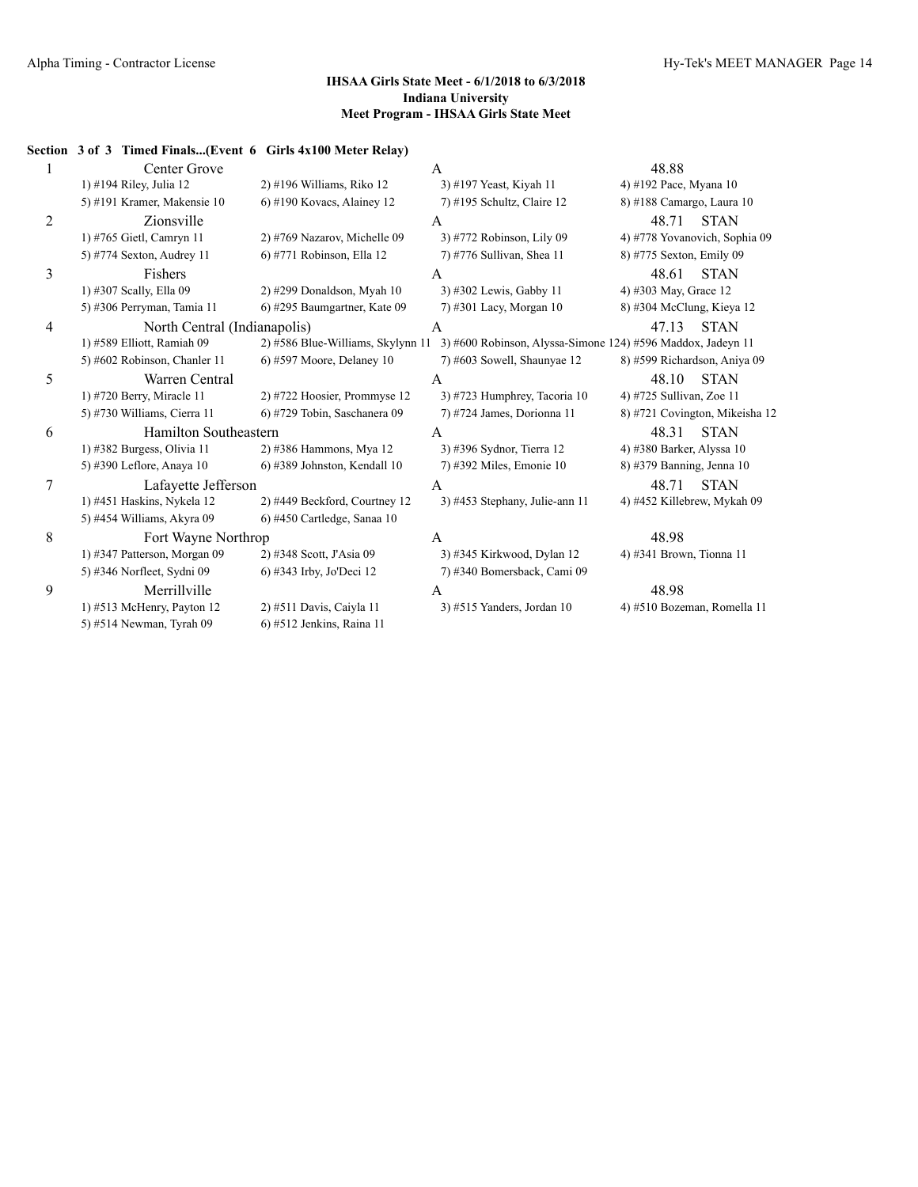**IHSAA Girls State Meet - 6/1/2018 to 6/3/2018**
**Indiana University**
**Meet Program - IHSAA Girls State Meet**

**Section 3 of 3 Timed Finals...(Event 6 Girls 4x100 Meter Relay)**

| Lane | Team | | Relay | Seed |
|---|---|---|---|---|
| 1 | Center Grove | | A | 48.88 |
| | 1) #194 Riley, Julia 12 | 2) #196 Williams, Riko 12 | 3) #197 Yeast, Kiyah 11 | 4) #192 Pace, Myana 10 |
| | 5) #191 Kramer, Makensie 10 | 6) #190 Kovacs, Alainey 12 | 7) #195 Schultz, Claire 12 | 8) #188 Camargo, Laura 10 |
| 2 | Zionsville | | A | 48.71 STAN |
| | 1) #765 Gietl, Camryn 11 | 2) #769 Nazarov, Michelle 09 | 3) #772 Robinson, Lily 09 | 4) #778 Yovanovich, Sophia 09 |
| | 5) #774 Sexton, Audrey 11 | 6) #771 Robinson, Ella 12 | 7) #776 Sullivan, Shea 11 | 8) #775 Sexton, Emily 09 |
| 3 | Fishers | | A | 48.61 STAN |
| | 1) #307 Scally, Ella 09 | 2) #299 Donaldson, Myah 10 | 3) #302 Lewis, Gabby 11 | 4) #303 May, Grace 12 |
| | 5) #306 Perryman, Tamia 11 | 6) #295 Baumgartner, Kate 09 | 7) #301 Lacy, Morgan 10 | 8) #304 McClung, Kieya 12 |
| 4 | North Central (Indianapolis) | | A | 47.13 STAN |
| | 1) #589 Elliott, Ramiah 09 | 2) #586 Blue-Williams, Skylynn 11 | 3) #600 Robinson, Alyssa-Simone 12 | 4) #596 Maddox, Jadeyn 11 |
| | 5) #602 Robinson, Chanler 11 | 6) #597 Moore, Delaney 10 | 7) #603 Sowell, Shaunyae 12 | 8) #599 Richardson, Aniya 09 |
| 5 | Warren Central | | A | 48.10 STAN |
| | 1) #720 Berry, Miracle 11 | 2) #722 Hoosier, Prommyse 12 | 3) #723 Humphrey, Tacoria 10 | 4) #725 Sullivan, Zoe 11 |
| | 5) #730 Williams, Cierra 11 | 6) #729 Tobin, Saschanera 09 | 7) #724 James, Dorionna 11 | 8) #721 Covington, Mikeisha 12 |
| 6 | Hamilton Southeastern | | A | 48.31 STAN |
| | 1) #382 Burgess, Olivia 11 | 2) #386 Hammons, Mya 12 | 3) #396 Sydnor, Tierra 12 | 4) #380 Barker, Alyssa 10 |
| | 5) #390 Leflore, Anaya 10 | 6) #389 Johnston, Kendall 10 | 7) #392 Miles, Emonie 10 | 8) #379 Banning, Jenna 10 |
| 7 | Lafayette Jefferson | | A | 48.71 STAN |
| | 1) #451 Haskins, Nykela 12 | 2) #449 Beckford, Courtney 12 | 3) #453 Stephany, Julie-ann 11 | 4) #452 Killebrew, Mykah 09 |
| | 5) #454 Williams, Akyra 09 | 6) #450 Cartledge, Sanaa 10 | | |
| 8 | Fort Wayne Northrop | | A | 48.98 |
| | 1) #347 Patterson, Morgan 09 | 2) #348 Scott, J'Asia 09 | 3) #345 Kirkwood, Dylan 12 | 4) #341 Brown, Tionna 11 |
| | 5) #346 Norfleet, Sydni 09 | 6) #343 Irby, Jo'Deci 12 | 7) #340 Bomersback, Cami 09 | |
| 9 | Merrillville | | A | 48.98 |
| | 1) #513 McHenry, Payton 12 | 2) #511 Davis, Caiyla 11 | 3) #515 Yanders, Jordan 10 | 4) #510 Bozeman, Romella 11 |
| | 5) #514 Newman, Tyrah 09 | 6) #512 Jenkins, Raina 11 | | |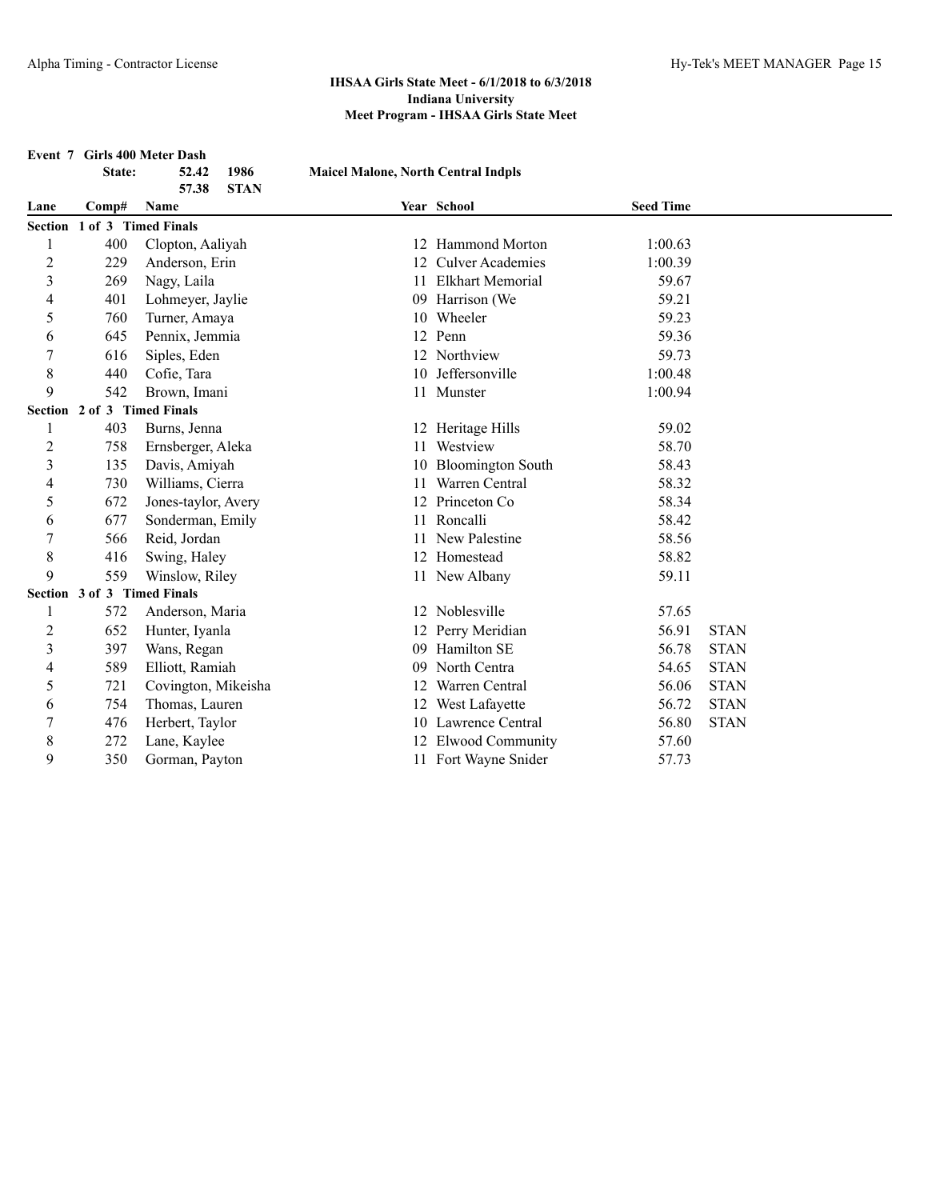## IHSAA Girls State Meet - 6/1/2018 to 6/3/2018
## Indiana University
## Meet Program - IHSAA Girls State Meet

**Event 7 Girls 400 Meter Dash**

**State:** 52.42 1986 **Maicel Malone, North Central Indpls**
57.38 STAN

| Lane | Comp# | Name | Year | School | Seed Time | |
|---|---|---|---|---|---|---|
| **Section 1 of 3 Timed Finals** | | | | | | |
| 1 | 400 | Clopton, Aaliyah | 12 | Hammond Morton | 1:00.63 | |
| 2 | 229 | Anderson, Erin | 12 | Culver Academies | 1:00.39 | |
| 3 | 269 | Nagy, Laila | 11 | Elkhart Memorial | 59.67 | |
| 4 | 401 | Lohmeyer, Jaylie | 09 | Harrison (We | 59.21 | |
| 5 | 760 | Turner, Amaya | 10 | Wheeler | 59.23 | |
| 6 | 645 | Pennix, Jemmia | 12 | Penn | 59.36 | |
| 7 | 616 | Siples, Eden | 12 | Northview | 59.73 | |
| 8 | 440 | Cofie, Tara | 10 | Jeffersonville | 1:00.48 | |
| 9 | 542 | Brown, Imani | 11 | Munster | 1:00.94 | |
| **Section 2 of 3 Timed Finals** | | | | | | |
| 1 | 403 | Burns, Jenna | 12 | Heritage Hills | 59.02 | |
| 2 | 758 | Ernsberger, Aleka | 11 | Westview | 58.70 | |
| 3 | 135 | Davis, Amiyah | 10 | Bloomington South | 58.43 | |
| 4 | 730 | Williams, Cierra | 11 | Warren Central | 58.32 | |
| 5 | 672 | Jones-taylor, Avery | 12 | Princeton Co | 58.34 | |
| 6 | 677 | Sonderman, Emily | 11 | Roncalli | 58.42 | |
| 7 | 566 | Reid, Jordan | 11 | New Palestine | 58.56 | |
| 8 | 416 | Swing, Haley | 12 | Homestead | 58.82 | |
| 9 | 559 | Winslow, Riley | 11 | New Albany | 59.11 | |
| **Section 3 of 3 Timed Finals** | | | | | | |
| 1 | 572 | Anderson, Maria | 12 | Noblesville | 57.65 | |
| 2 | 652 | Hunter, Iyanla | 12 | Perry Meridian | 56.91 | STAN |
| 3 | 397 | Wans, Regan | 09 | Hamilton SE | 56.78 | STAN |
| 4 | 589 | Elliott, Ramiah | 09 | North Centra | 54.65 | STAN |
| 5 | 721 | Covington, Mikeisha | 12 | Warren Central | 56.06 | STAN |
| 6 | 754 | Thomas, Lauren | 12 | West Lafayette | 56.72 | STAN |
| 7 | 476 | Herbert, Taylor | 10 | Lawrence Central | 56.80 | STAN |
| 8 | 272 | Lane, Kaylee | 12 | Elwood Community | 57.60 | |
| 9 | 350 | Gorman, Payton | 11 | Fort Wayne Snider | 57.73 | |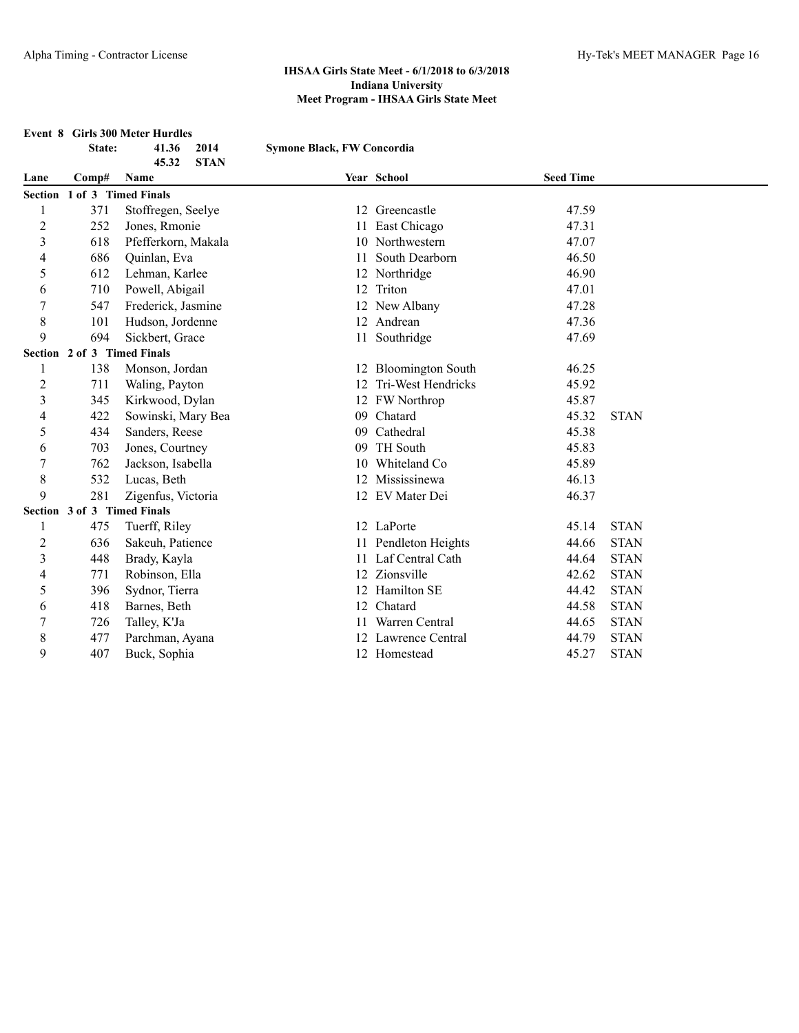**IHSAA Girls State Meet - 6/1/2018 to 6/3/2018**
**Indiana University**
**Meet Program - IHSAA Girls State Meet**

**Event 8 Girls 300 Meter Hurdles**

| | | | | |
|---|---|---|---|---|
| **State:** | **41.36** | **2014** | **Symone Black, FW Concordia** | |
| | **45.32** | **STAN** | | |

| Lane | Comp# | Name | Year | School | Seed Time | |
|---|---|---|---|---|---|---|
| **Section 1 of 3 Timed Finals** | | | | | | |
| 1 | 371 | Stoffregen, Seelye | 12 | Greencastle | 47.59 | |
| 2 | 252 | Jones, Rmonie | 11 | East Chicago | 47.31 | |
| 3 | 618 | Pfefferkorn, Makala | 10 | Northwestern | 47.07 | |
| 4 | 686 | Quinlan, Eva | 11 | South Dearborn | 46.50 | |
| 5 | 612 | Lehman, Karlee | 12 | Northridge | 46.90 | |
| 6 | 710 | Powell, Abigail | 12 | Triton | 47.01 | |
| 7 | 547 | Frederick, Jasmine | 12 | New Albany | 47.28 | |
| 8 | 101 | Hudson, Jordenne | 12 | Andrean | 47.36 | |
| 9 | 694 | Sickbert, Grace | 11 | Southridge | 47.69 | |
| **Section 2 of 3 Timed Finals** | | | | | | |
| 1 | 138 | Monson, Jordan | 12 | Bloomington South | 46.25 | |
| 2 | 711 | Waling, Payton | 12 | Tri-West Hendricks | 45.92 | |
| 3 | 345 | Kirkwood, Dylan | 12 | FW Northrop | 45.87 | |
| 4 | 422 | Sowinski, Mary Bea | 09 | Chatard | 45.32 | STAN |
| 5 | 434 | Sanders, Reese | 09 | Cathedral | 45.38 | |
| 6 | 703 | Jones, Courtney | 09 | TH South | 45.83 | |
| 7 | 762 | Jackson, Isabella | 10 | Whiteland Co | 45.89 | |
| 8 | 532 | Lucas, Beth | 12 | Mississinewa | 46.13 | |
| 9 | 281 | Zigenfus, Victoria | 12 | EV Mater Dei | 46.37 | |
| **Section 3 of 3 Timed Finals** | | | | | | |
| 1 | 475 | Tuerff, Riley | 12 | LaPorte | 45.14 | STAN |
| 2 | 636 | Sakeuh, Patience | 11 | Pendleton Heights | 44.66 | STAN |
| 3 | 448 | Brady, Kayla | 11 | Laf Central Cath | 44.64 | STAN |
| 4 | 771 | Robinson, Ella | 12 | Zionsville | 42.62 | STAN |
| 5 | 396 | Sydnor, Tierra | 12 | Hamilton SE | 44.42 | STAN |
| 6 | 418 | Barnes, Beth | 12 | Chatard | 44.58 | STAN |
| 7 | 726 | Talley, K'Ja | 11 | Warren Central | 44.65 | STAN |
| 8 | 477 | Parchman, Ayana | 12 | Lawrence Central | 44.79 | STAN |
| 9 | 407 | Buck, Sophia | 12 | Homestead | 45.27 | STAN |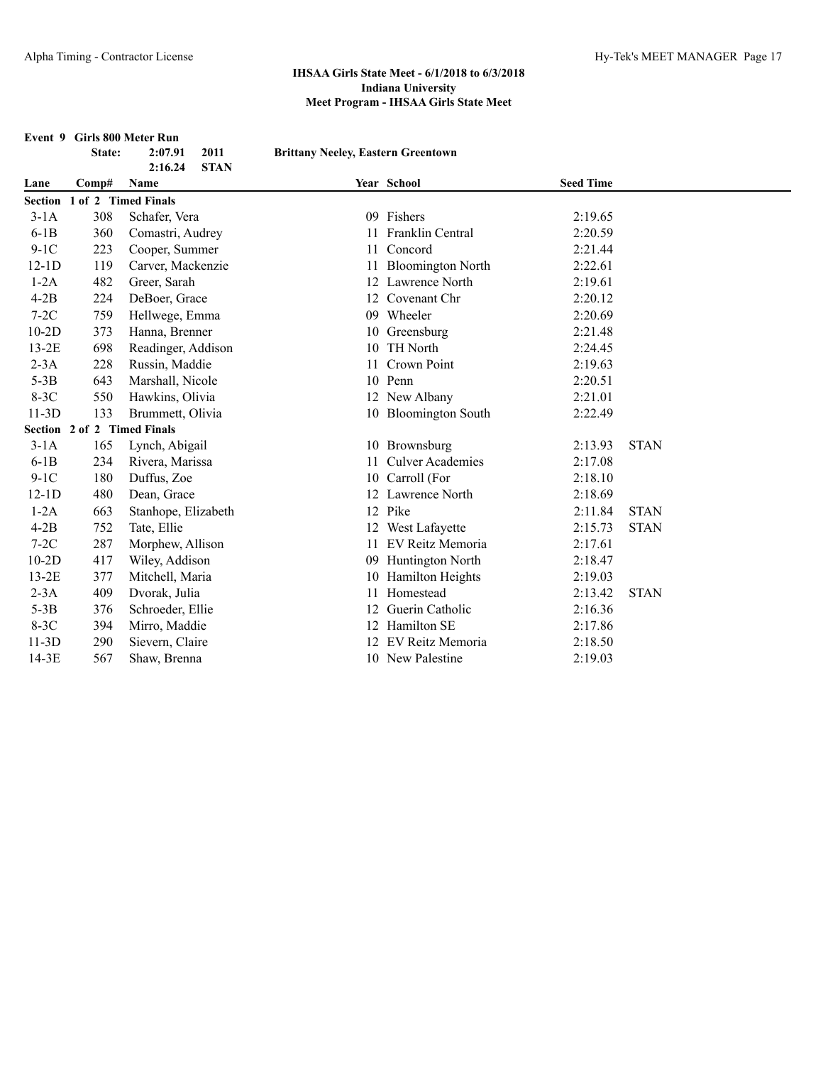**IHSAA Girls State Meet - 6/1/2018 to 6/3/2018**
**Indiana University**
**Meet Program - IHSAA Girls State Meet**

**Event 9 Girls 800 Meter Run**

| | | | | | | |
|---|---|---|---|---|---|---|
| | **State:** | **2:07.91** | **2011** | **Brittany Neeley, Eastern Greentown** | | |
| | | **2:16.24** | **STAN** | | | |
| **Lane** | **Comp#** | **Name** | **Year** | **School** | **Seed Time** | |
| **Section 1 of 2 Timed Finals** | | | | | | |
| 3-1A | 308 | Schafer, Vera | 09 | Fishers | 2:19.65 | |
| 6-1B | 360 | Comastri, Audrey | 11 | Franklin Central | 2:20.59 | |
| 9-1C | 223 | Cooper, Summer | 11 | Concord | 2:21.44 | |
| 12-1D | 119 | Carver, Mackenzie | 11 | Bloomington North | 2:22.61 | |
| 1-2A | 482 | Greer, Sarah | 12 | Lawrence North | 2:19.61 | |
| 4-2B | 224 | DeBoer, Grace | 12 | Covenant Chr | 2:20.12 | |
| 7-2C | 759 | Hellwege, Emma | 09 | Wheeler | 2:20.69 | |
| 10-2D | 373 | Hanna, Brenner | 10 | Greensburg | 2:21.48 | |
| 13-2E | 698 | Readinger, Addison | 10 | TH North | 2:24.45 | |
| 2-3A | 228 | Russin, Maddie | 11 | Crown Point | 2:19.63 | |
| 5-3B | 643 | Marshall, Nicole | 10 | Penn | 2:20.51 | |
| 8-3C | 550 | Hawkins, Olivia | 12 | New Albany | 2:21.01 | |
| 11-3D | 133 | Brummett, Olivia | 10 | Bloomington South | 2:22.49 | |
| **Section 2 of 2 Timed Finals** | | | | | | |
| 3-1A | 165 | Lynch, Abigail | 10 | Brownsburg | 2:13.93 | STAN |
| 6-1B | 234 | Rivera, Marissa | 11 | Culver Academies | 2:17.08 | |
| 9-1C | 180 | Duffus, Zoe | 10 | Carroll (For | 2:18.10 | |
| 12-1D | 480 | Dean, Grace | 12 | Lawrence North | 2:18.69 | |
| 1-2A | 663 | Stanhope, Elizabeth | 12 | Pike | 2:11.84 | STAN |
| 4-2B | 752 | Tate, Ellie | 12 | West Lafayette | 2:15.73 | STAN |
| 7-2C | 287 | Morphew, Allison | 11 | EV Reitz Memoria | 2:17.61 | |
| 10-2D | 417 | Wiley, Addison | 09 | Huntington North | 2:18.47 | |
| 13-2E | 377 | Mitchell, Maria | 10 | Hamilton Heights | 2:19.03 | |
| 2-3A | 409 | Dvorak, Julia | 11 | Homestead | 2:13.42 | STAN |
| 5-3B | 376 | Schroeder, Ellie | 12 | Guerin Catholic | 2:16.36 | |
| 8-3C | 394 | Mirro, Maddie | 12 | Hamilton SE | 2:17.86 | |
| 11-3D | 290 | Sievern, Claire | 12 | EV Reitz Memoria | 2:18.50 | |
| 14-3E | 567 | Shaw, Brenna | 10 | New Palestine | 2:19.03 | |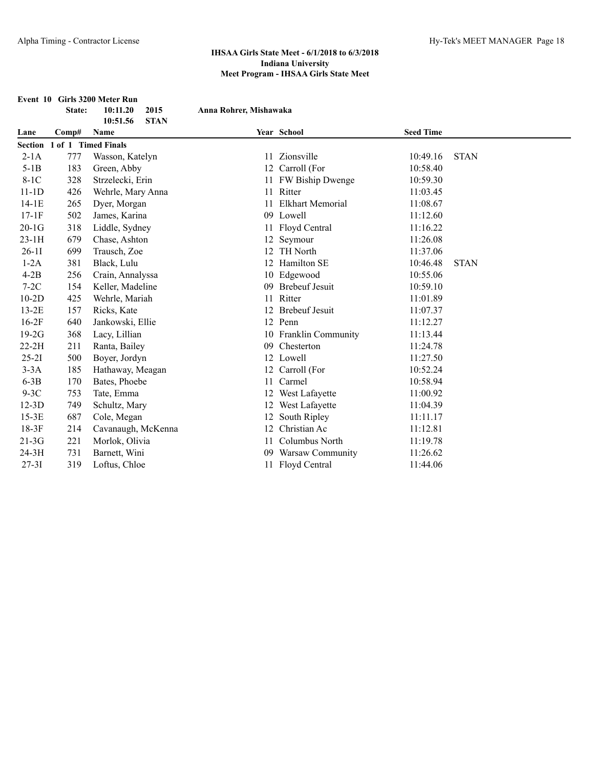**IHSAA Girls State Meet - 6/1/2018 to 6/3/2018**
**Indiana University**
**Meet Program - IHSAA Girls State Meet**

**Event 10 Girls 3200 Meter Run**

| | | | |
|---|---|---|---|
| **State:** | **10:11.20** | **2015** | **Anna Rohrer, Mishawaka** |
| | **10:51.56** | **STAN** | |

| Lane | Comp# | Name | Year | School | Seed Time | |
|---|---|---|---|---|---|---|
| **Section 1 of 1 Timed Finals** | | | | | | |
| 2-1A | 777 | Wasson, Katelyn | 11 | Zionsville | 10:49.16 | STAN |
| 5-1B | 183 | Green, Abby | 12 | Carroll (For | 10:58.40 | |
| 8-1C | 328 | Strzelecki, Erin | 11 | FW Biship Dwenge | 10:59.30 | |
| 11-1D | 426 | Wehrle, Mary Anna | 11 | Ritter | 11:03.45 | |
| 14-1E | 265 | Dyer, Morgan | 11 | Elkhart Memorial | 11:08.67 | |
| 17-1F | 502 | James, Karina | 09 | Lowell | 11:12.60 | |
| 20-1G | 318 | Liddle, Sydney | 11 | Floyd Central | 11:16.22 | |
| 23-1H | 679 | Chase, Ashton | 12 | Seymour | 11:26.08 | |
| 26-1I | 699 | Trausch, Zoe | 12 | TH North | 11:37.06 | |
| 1-2A | 381 | Black, Lulu | 12 | Hamilton SE | 10:46.48 | STAN |
| 4-2B | 256 | Crain, Annalyssa | 10 | Edgewood | 10:55.06 | |
| 7-2C | 154 | Keller, Madeline | 09 | Brebeuf Jesuit | 10:59.10 | |
| 10-2D | 425 | Wehrle, Mariah | 11 | Ritter | 11:01.89 | |
| 13-2E | 157 | Ricks, Kate | 12 | Brebeuf Jesuit | 11:07.37 | |
| 16-2F | 640 | Jankowski, Ellie | 12 | Penn | 11:12.27 | |
| 19-2G | 368 | Lacy, Lillian | 10 | Franklin Community | 11:13.44 | |
| 22-2H | 211 | Ranta, Bailey | 09 | Chesterton | 11:24.78 | |
| 25-2I | 500 | Boyer, Jordyn | 12 | Lowell | 11:27.50 | |
| 3-3A | 185 | Hathaway, Meagan | 12 | Carroll (For | 10:52.24 | |
| 6-3B | 170 | Bates, Phoebe | 11 | Carmel | 10:58.94 | |
| 9-3C | 753 | Tate, Emma | 12 | West Lafayette | 11:00.92 | |
| 12-3D | 749 | Schultz, Mary | 12 | West Lafayette | 11:04.39 | |
| 15-3E | 687 | Cole, Megan | 12 | South Ripley | 11:11.17 | |
| 18-3F | 214 | Cavanaugh, McKenna | 12 | Christian Ac | 11:12.81 | |
| 21-3G | 221 | Morlok, Olivia | 11 | Columbus North | 11:19.78 | |
| 24-3H | 731 | Barnett, Wini | 09 | Warsaw Community | 11:26.62 | |
| 27-3I | 319 | Loftus, Chloe | 11 | Floyd Central | 11:44.06 | |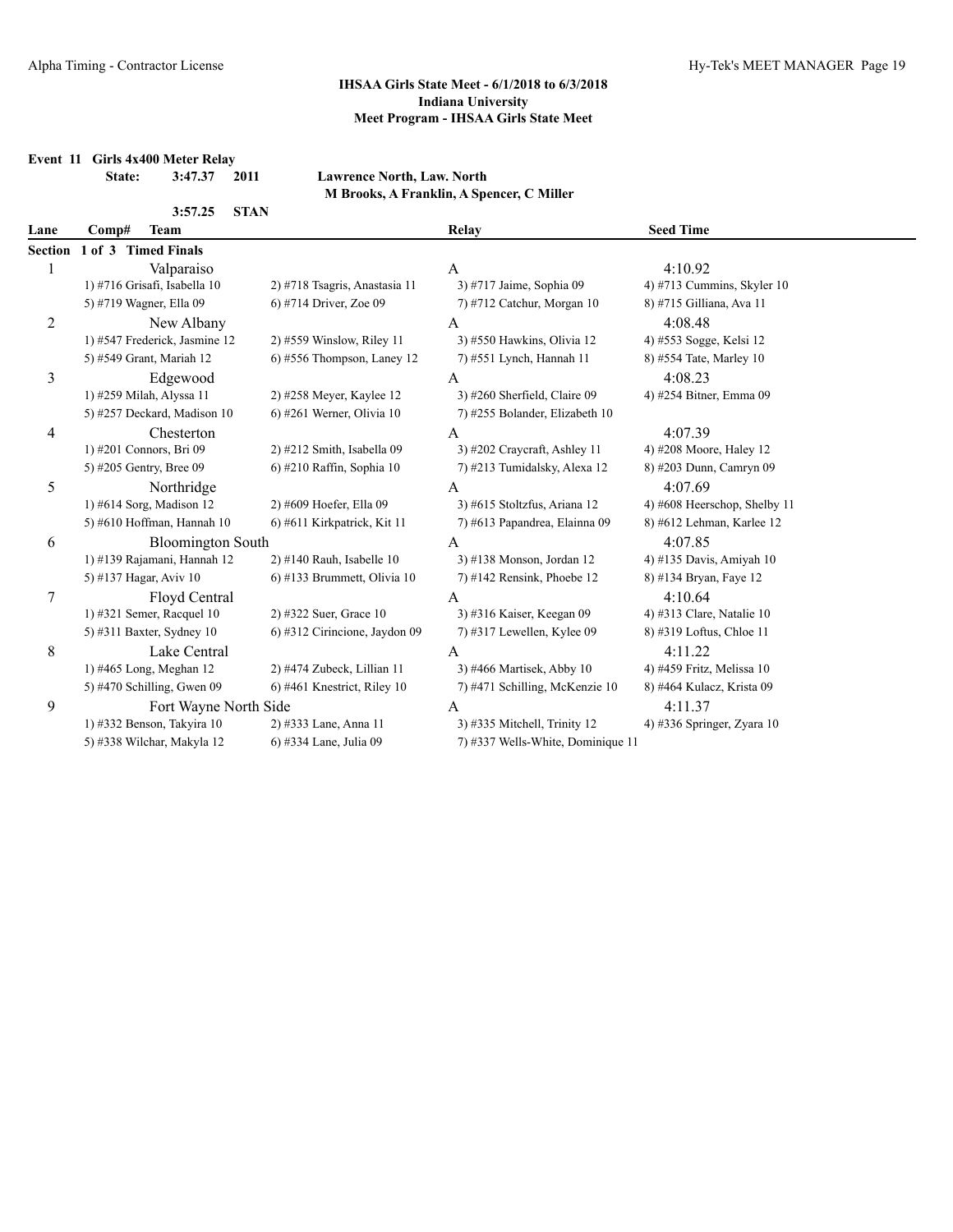### IHSAA Girls State Meet - 6/1/2018 to 6/3/2018
### Indiana University
### Meet Program - IHSAA Girls State Meet

**Event 11 Girls 4x400 Meter Relay**

**State: 3:47.37 2011 Lawrence North, Law. North**
**M Brooks, A Franklin, A Spencer, C Miller**

**3:57.25 STAN**

| Lane | Comp# Team | | Relay | Seed Time |
|---|---|---|---|---|
| **Section 1 of 3 Timed Finals** | | | | |
| 1 | Valparaiso | | A | 4:10.92 |
| | 1) #716 Grisafi, Isabella 10 | 2) #718 Tsagris, Anastasia 11 | 3) #717 Jaime, Sophia 09 | 4) #713 Cummins, Skyler 10 |
| | 5) #719 Wagner, Ella 09 | 6) #714 Driver, Zoe 09 | 7) #712 Catchur, Morgan 10 | 8) #715 Gilliana, Ava 11 |
| 2 | New Albany | | A | 4:08.48 |
| | 1) #547 Frederick, Jasmine 12 | 2) #559 Winslow, Riley 11 | 3) #550 Hawkins, Olivia 12 | 4) #553 Sogge, Kelsi 12 |
| | 5) #549 Grant, Mariah 12 | 6) #556 Thompson, Laney 12 | 7) #551 Lynch, Hannah 11 | 8) #554 Tate, Marley 10 |
| 3 | Edgewood | | A | 4:08.23 |
| | 1) #259 Milah, Alyssa 11 | 2) #258 Meyer, Kaylee 12 | 3) #260 Sherfield, Claire 09 | 4) #254 Bitner, Emma 09 |
| | 5) #257 Deckard, Madison 10 | 6) #261 Werner, Olivia 10 | 7) #255 Bolander, Elizabeth 10 | |
| 4 | Chesterton | | A | 4:07.39 |
| | 1) #201 Connors, Bri 09 | 2) #212 Smith, Isabella 09 | 3) #202 Craycraft, Ashley 11 | 4) #208 Moore, Haley 12 |
| | 5) #205 Gentry, Bree 09 | 6) #210 Raffin, Sophia 10 | 7) #213 Tumidalsky, Alexa 12 | 8) #203 Dunn, Camryn 09 |
| 5 | Northridge | | A | 4:07.69 |
| | 1) #614 Sorg, Madison 12 | 2) #609 Hoefer, Ella 09 | 3) #615 Stoltzfus, Ariana 12 | 4) #608 Heerschop, Shelby 11 |
| | 5) #610 Hoffman, Hannah 10 | 6) #611 Kirkpatrick, Kit 11 | 7) #613 Papandrea, Elainna 09 | 8) #612 Lehman, Karlee 12 |
| 6 | Bloomington South | | A | 4:07.85 |
| | 1) #139 Rajamani, Hannah 12 | 2) #140 Rauh, Isabelle 10 | 3) #138 Monson, Jordan 12 | 4) #135 Davis, Amiyah 10 |
| | 5) #137 Hagar, Aviv 10 | 6) #133 Brummett, Olivia 10 | 7) #142 Rensink, Phoebe 12 | 8) #134 Bryan, Faye 12 |
| 7 | Floyd Central | | A | 4:10.64 |
| | 1) #321 Semer, Racquel 10 | 2) #322 Suer, Grace 10 | 3) #316 Kaiser, Keegan 09 | 4) #313 Clare, Natalie 10 |
| | 5) #311 Baxter, Sydney 10 | 6) #312 Cirincione, Jaydon 09 | 7) #317 Lewellen, Kylee 09 | 8) #319 Loftus, Chloe 11 |
| 8 | Lake Central | | A | 4:11.22 |
| | 1) #465 Long, Meghan 12 | 2) #474 Zubeck, Lillian 11 | 3) #466 Martisek, Abby 10 | 4) #459 Fritz, Melissa 10 |
| | 5) #470 Schilling, Gwen 09 | 6) #461 Knestrict, Riley 10 | 7) #471 Schilling, McKenzie 10 | 8) #464 Kulacz, Krista 09 |
| 9 | Fort Wayne North Side | | A | 4:11.37 |
| | 1) #332 Benson, Takyira 10 | 2) #333 Lane, Anna 11 | 3) #335 Mitchell, Trinity 12 | 4) #336 Springer, Zyara 10 |
| | 5) #338 Wilchar, Makyla 12 | 6) #334 Lane, Julia 09 | 7) #337 Wells-White, Dominique 11 | |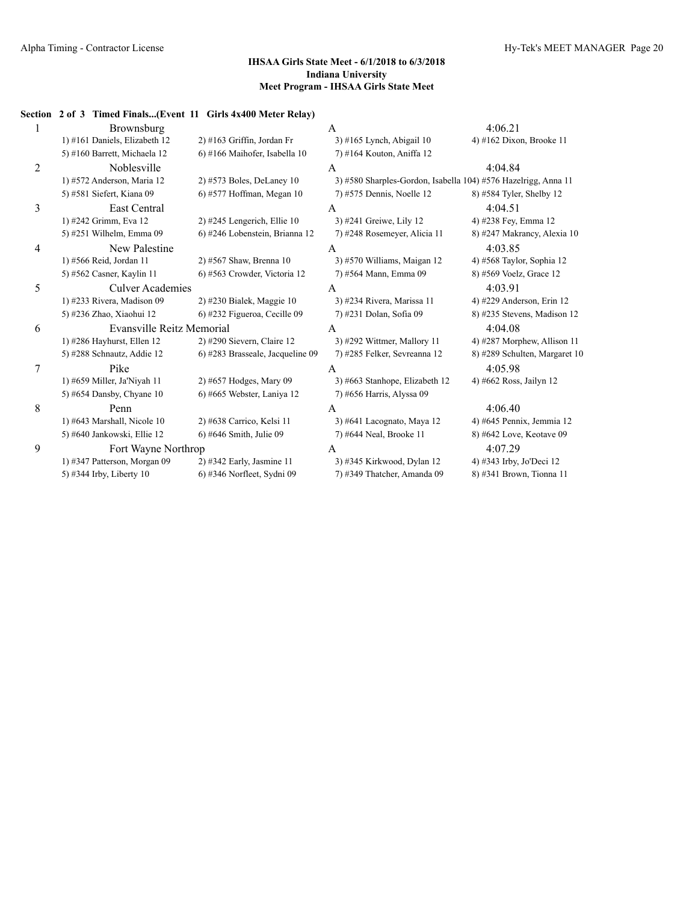**IHSAA Girls State Meet - 6/1/2018 to 6/3/2018**
**Indiana University**
**Meet Program - IHSAA Girls State Meet**

**Section 2 of 3 Timed Finals...(Event 11 Girls 4x400 Meter Relay)**

| Lane | Team | | Relay | Seed Time |
|---|---|---|---|---|
| 1 | Brownsburg | | A | 4:06.21 |
| | 1) #161 Daniels, Elizabeth 12 | 2) #163 Griffin, Jordan Fr | 3) #165 Lynch, Abigail 10 | 4) #162 Dixon, Brooke 11 |
| | 5) #160 Barrett, Michaela 12 | 6) #166 Maihofer, Isabella 10 | 7) #164 Kouton, Aniffa 12 | |
| 2 | Noblesville | | A | 4:04.84 |
| | 1) #572 Anderson, Maria 12 | 2) #573 Boles, DeLaney 10 | 3) #580 Sharples-Gordon, Isabella 10 | 4) #576 Hazelrigg, Anna 11 |
| | 5) #581 Siefert, Kiana 09 | 6) #577 Hoffman, Megan 10 | 7) #575 Dennis, Noelle 12 | 8) #584 Tyler, Shelby 12 |
| 3 | East Central | | A | 4:04.51 |
| | 1) #242 Grimm, Eva 12 | 2) #245 Lengerich, Ellie 10 | 3) #241 Greiwe, Lily 12 | 4) #238 Fey, Emma 12 |
| | 5) #251 Wilhelm, Emma 09 | 6) #246 Lobenstein, Brianna 12 | 7) #248 Rosemeyer, Alicia 11 | 8) #247 Makrancy, Alexia 10 |
| 4 | New Palestine | | A | 4:03.85 |
| | 1) #566 Reid, Jordan 11 | 2) #567 Shaw, Brenna 10 | 3) #570 Williams, Maigan 12 | 4) #568 Taylor, Sophia 12 |
| | 5) #562 Casner, Kaylin 11 | 6) #563 Crowder, Victoria 12 | 7) #564 Mann, Emma 09 | 8) #569 Voelz, Grace 12 |
| 5 | Culver Academies | | A | 4:03.91 |
| | 1) #233 Rivera, Madison 09 | 2) #230 Bialek, Maggie 10 | 3) #234 Rivera, Marissa 11 | 4) #229 Anderson, Erin 12 |
| | 5) #236 Zhao, Xiaohui 12 | 6) #232 Figueroa, Cecille 09 | 7) #231 Dolan, Sofia 09 | 8) #235 Stevens, Madison 12 |
| 6 | Evansville Reitz Memorial | | A | 4:04.08 |
| | 1) #286 Hayhurst, Ellen 12 | 2) #290 Sievern, Claire 12 | 3) #292 Wittmer, Mallory 11 | 4) #287 Morphew, Allison 11 |
| | 5) #288 Schnautz, Addie 12 | 6) #283 Brasseale, Jacqueline 09 | 7) #285 Felker, Sevreanna 12 | 8) #289 Schulten, Margaret 10 |
| 7 | Pike | | A | 4:05.98 |
| | 1) #659 Miller, Ja'Niyah 11 | 2) #657 Hodges, Mary 09 | 3) #663 Stanhope, Elizabeth 12 | 4) #662 Ross, Jailyn 12 |
| | 5) #654 Dansby, Chyane 10 | 6) #665 Webster, Laniya 12 | 7) #656 Harris, Alyssa 09 | |
| 8 | Penn | | A | 4:06.40 |
| | 1) #643 Marshall, Nicole 10 | 2) #638 Carrico, Kelsi 11 | 3) #641 Lacognato, Maya 12 | 4) #645 Pennix, Jemmia 12 |
| | 5) #640 Jankowski, Ellie 12 | 6) #646 Smith, Julie 09 | 7) #644 Neal, Brooke 11 | 8) #642 Love, Keotave 09 |
| 9 | Fort Wayne Northrop | | A | 4:07.29 |
| | 1) #347 Patterson, Morgan 09 | 2) #342 Early, Jasmine 11 | 3) #345 Kirkwood, Dylan 12 | 4) #343 Irby, Jo'Deci 12 |
| | 5) #344 Irby, Liberty 10 | 6) #346 Norfleet, Sydni 09 | 7) #349 Thatcher, Amanda 09 | 8) #341 Brown, Tionna 11 |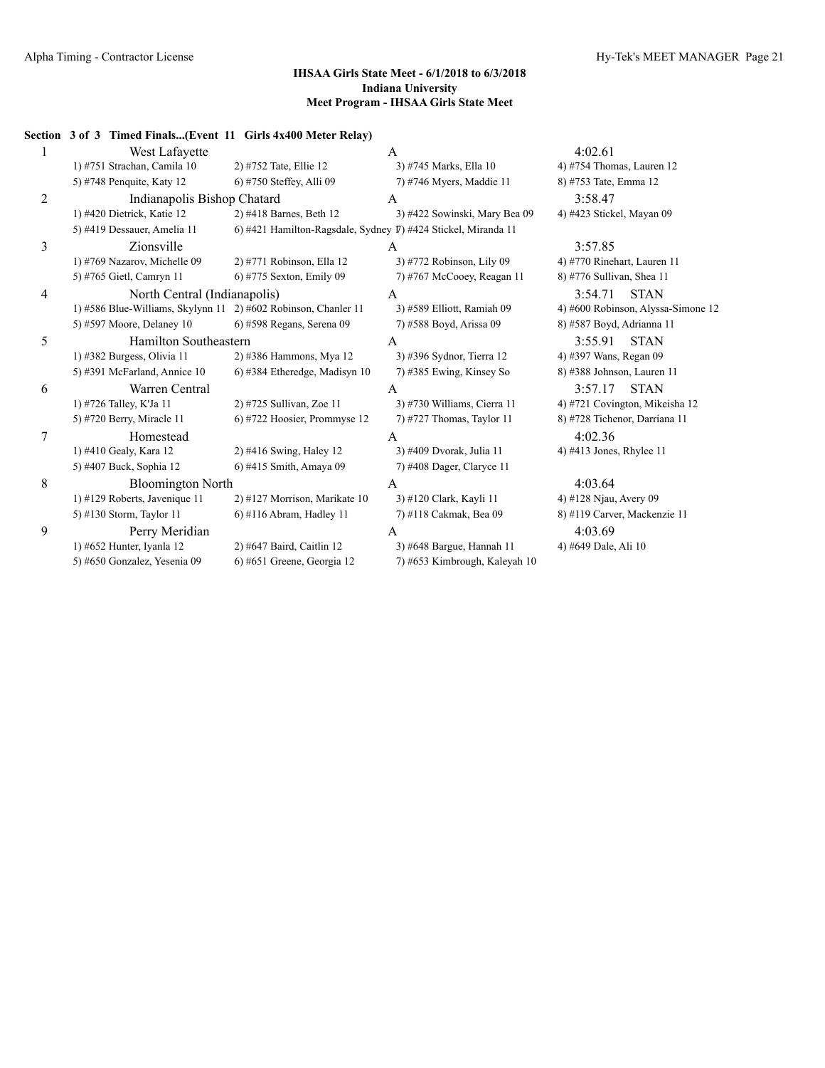**IHSAA Girls State Meet - 6/1/2018 to 6/3/2018**
**Indiana University**
**Meet Program - IHSAA Girls State Meet**

**Section 3 of 3 Timed Finals...(Event 11 Girls 4x400 Meter Relay)**

| | | | | |
|---|---|---|---|---|
| 1 | West Lafayette | | A | 4:02.61 |
| | 1) #751 Strachan, Camila 10 | 2) #752 Tate, Ellie 12 | 3) #745 Marks, Ella 10 | 4) #754 Thomas, Lauren 12 |
| | 5) #748 Penquite, Katy 12 | 6) #750 Steffey, Alli 09 | 7) #746 Myers, Maddie 11 | 8) #753 Tate, Emma 12 |
| 2 | Indianapolis Bishop Chatard | | A | 3:58.47 |
| | 1) #420 Dietrick, Katie 12 | 2) #418 Barnes, Beth 12 | 3) #422 Sowinski, Mary Bea 09 | 4) #423 Stickel, Mayan 09 |
| | 5) #419 Dessauer, Amelia 11 | 6) #421 Hamilton-Ragsdale, Sydney 1 | 7) #424 Stickel, Miranda 11 | |
| 3 | Zionsville | | A | 3:57.85 |
| | 1) #769 Nazarov, Michelle 09 | 2) #771 Robinson, Ella 12 | 3) #772 Robinson, Lily 09 | 4) #770 Rinehart, Lauren 11 |
| | 5) #765 Gietl, Camryn 11 | 6) #775 Sexton, Emily 09 | 7) #767 McCooey, Reagan 11 | 8) #776 Sullivan, Shea 11 |
| 4 | North Central (Indianapolis) | | A | 3:54.71 STAN |
| | 1) #586 Blue-Williams, Skylynn 11 | 2) #602 Robinson, Chanler 11 | 3) #589 Elliott, Ramiah 09 | 4) #600 Robinson, Alyssa-Simone 12 |
| | 5) #597 Moore, Delaney 10 | 6) #598 Regans, Serena 09 | 7) #588 Boyd, Arissa 09 | 8) #587 Boyd, Adrianna 11 |
| 5 | Hamilton Southeastern | | A | 3:55.91 STAN |
| | 1) #382 Burgess, Olivia 11 | 2) #386 Hammons, Mya 12 | 3) #396 Sydnor, Tierra 12 | 4) #397 Wans, Regan 09 |
| | 5) #391 McFarland, Annice 10 | 6) #384 Etheredge, Madisyn 10 | 7) #385 Ewing, Kinsey So | 8) #388 Johnson, Lauren 11 |
| 6 | Warren Central | | A | 3:57.17 STAN |
| | 1) #726 Talley, K'Ja 11 | 2) #725 Sullivan, Zoe 11 | 3) #730 Williams, Cierra 11 | 4) #721 Covington, Mikeisha 12 |
| | 5) #720 Berry, Miracle 11 | 6) #722 Hoosier, Prommyse 12 | 7) #727 Thomas, Taylor 11 | 8) #728 Tichenor, Darriana 11 |
| 7 | Homestead | | A | 4:02.36 |
| | 1) #410 Gealy, Kara 12 | 2) #416 Swing, Haley 12 | 3) #409 Dvorak, Julia 11 | 4) #413 Jones, Rhylee 11 |
| | 5) #407 Buck, Sophia 12 | 6) #415 Smith, Amaya 09 | 7) #408 Dager, Claryce 11 | |
| 8 | Bloomington North | | A | 4:03.64 |
| | 1) #129 Roberts, Javenique 11 | 2) #127 Morrison, Marikate 10 | 3) #120 Clark, Kayli 11 | 4) #128 Njau, Avery 09 |
| | 5) #130 Storm, Taylor 11 | 6) #116 Abram, Hadley 11 | 7) #118 Cakmak, Bea 09 | 8) #119 Carver, Mackenzie 11 |
| 9 | Perry Meridian | | A | 4:03.69 |
| | 1) #652 Hunter, Iyanla 12 | 2) #647 Baird, Caitlin 12 | 3) #648 Bargue, Hannah 11 | 4) #649 Dale, Ali 10 |
| | 5) #650 Gonzalez, Yesenia 09 | 6) #651 Greene, Georgia 12 | 7) #653 Kimbrough, Kaleyah 10 | |